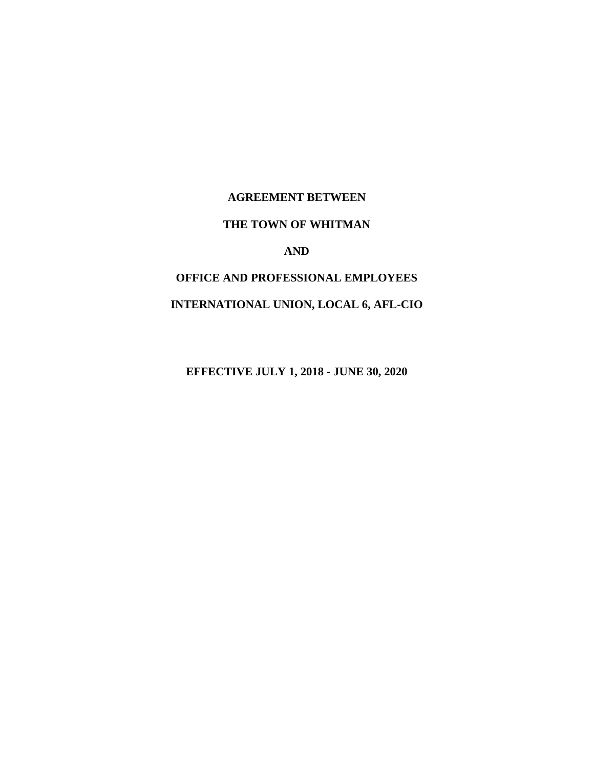# AGREEMENT BETWEEN

# THE TOWN OF WHITMAN

# AND

# OFFICE AND PROFESSIONAL EMPLOYEES

# INTERNATIONAL UNION, LOCAL 6, AFL-CIO

**EFFECTIVE JULY 1, 2018 - JUNE 30, 2020**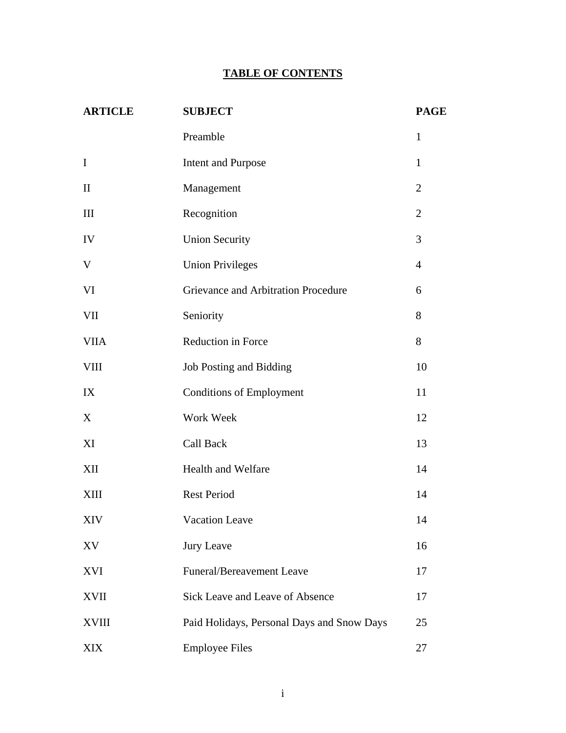# TABLE OF CONTENTS

| ARTICLE | SUBJECT | PAGE |
|---|---|---|
| | Preamble | 1 |
| I | Intent and Purpose | 1 |
| II | Management | 2 |
| III | Recognition | 2 |
| IV | Union Security | 3 |
| V | Union Privileges | 4 |
| VI | Grievance and Arbitration Procedure | 6 |
| VII | Seniority | 8 |
| VIIA | Reduction in Force | 8 |
| VIII | Job Posting and Bidding | 10 |
| IX | Conditions of Employment | 11 |
| X | Work Week | 12 |
| XI | Call Back | 13 |
| XII | Health and Welfare | 14 |
| XIII | Rest Period | 14 |
| XIV | Vacation Leave | 14 |
| XV | Jury Leave | 16 |
| XVI | Funeral/Bereavement Leave | 17 |
| XVII | Sick Leave and Leave of Absence | 17 |
| XVIII | Paid Holidays, Personal Days and Snow Days | 25 |
| XIX | Employee Files | 27 |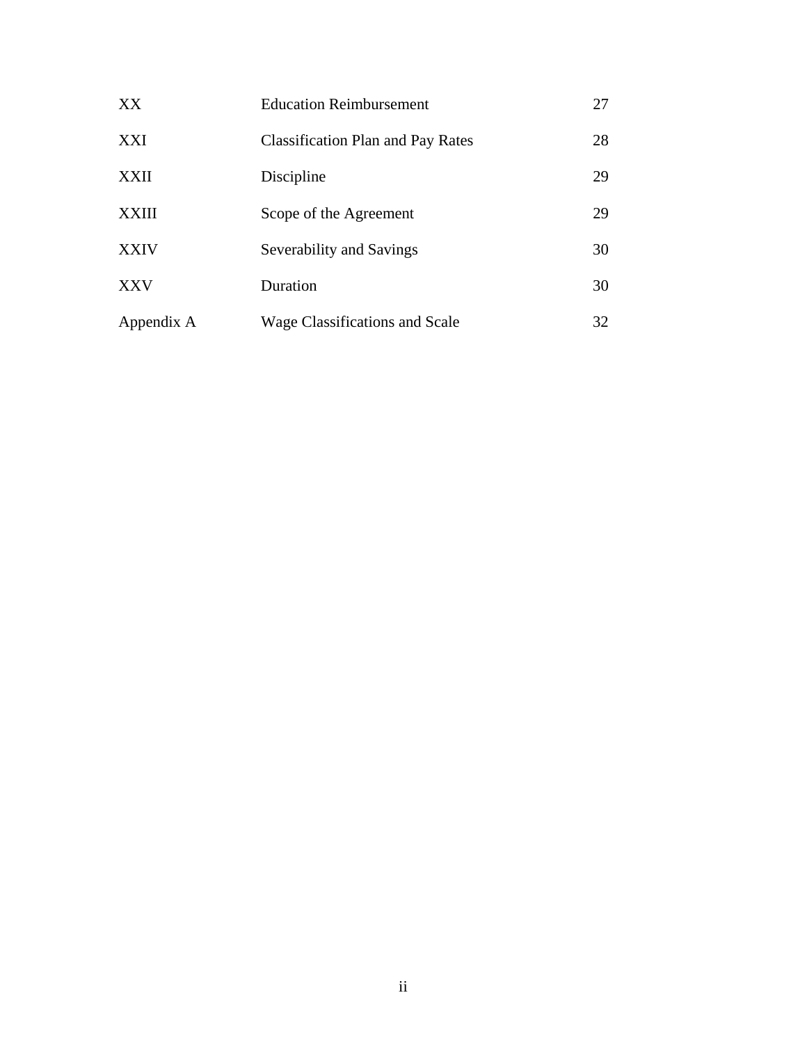| | | |
|---|---|---|
| XX | Education Reimbursement | 27 |
| XXI | Classification Plan and Pay Rates | 28 |
| XXII | Discipline | 29 |
| XXIII | Scope of the Agreement | 29 |
| XXIV | Severability and Savings | 30 |
| XXV | Duration | 30 |
| Appendix A | Wage Classifications and Scale | 32 |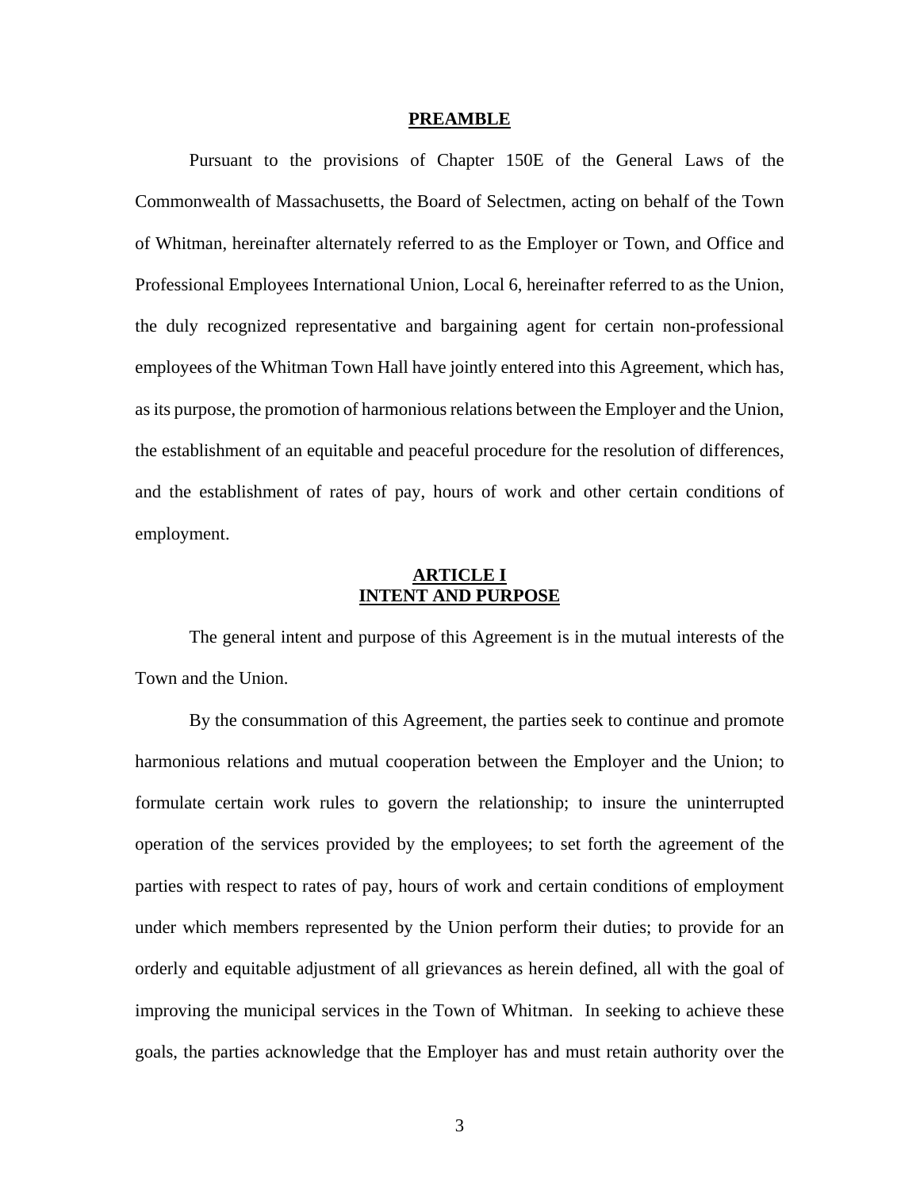## PREAMBLE

Pursuant to the provisions of Chapter 150E of the General Laws of the Commonwealth of Massachusetts, the Board of Selectmen, acting on behalf of the Town of Whitman, hereinafter alternately referred to as the Employer or Town, and Office and Professional Employees International Union, Local 6, hereinafter referred to as the Union, the duly recognized representative and bargaining agent for certain non-professional employees of the Whitman Town Hall have jointly entered into this Agreement, which has, as its purpose, the promotion of harmonious relations between the Employer and the Union, the establishment of an equitable and peaceful procedure for the resolution of differences, and the establishment of rates of pay, hours of work and other certain conditions of employment.

## ARTICLE I
## INTENT AND PURPOSE

The general intent and purpose of this Agreement is in the mutual interests of the Town and the Union.

By the consummation of this Agreement, the parties seek to continue and promote harmonious relations and mutual cooperation between the Employer and the Union; to formulate certain work rules to govern the relationship; to insure the uninterrupted operation of the services provided by the employees; to set forth the agreement of the parties with respect to rates of pay, hours of work and certain conditions of employment under which members represented by the Union perform their duties; to provide for an orderly and equitable adjustment of all grievances as herein defined, all with the goal of improving the municipal services in the Town of Whitman. In seeking to achieve these goals, the parties acknowledge that the Employer has and must retain authority over the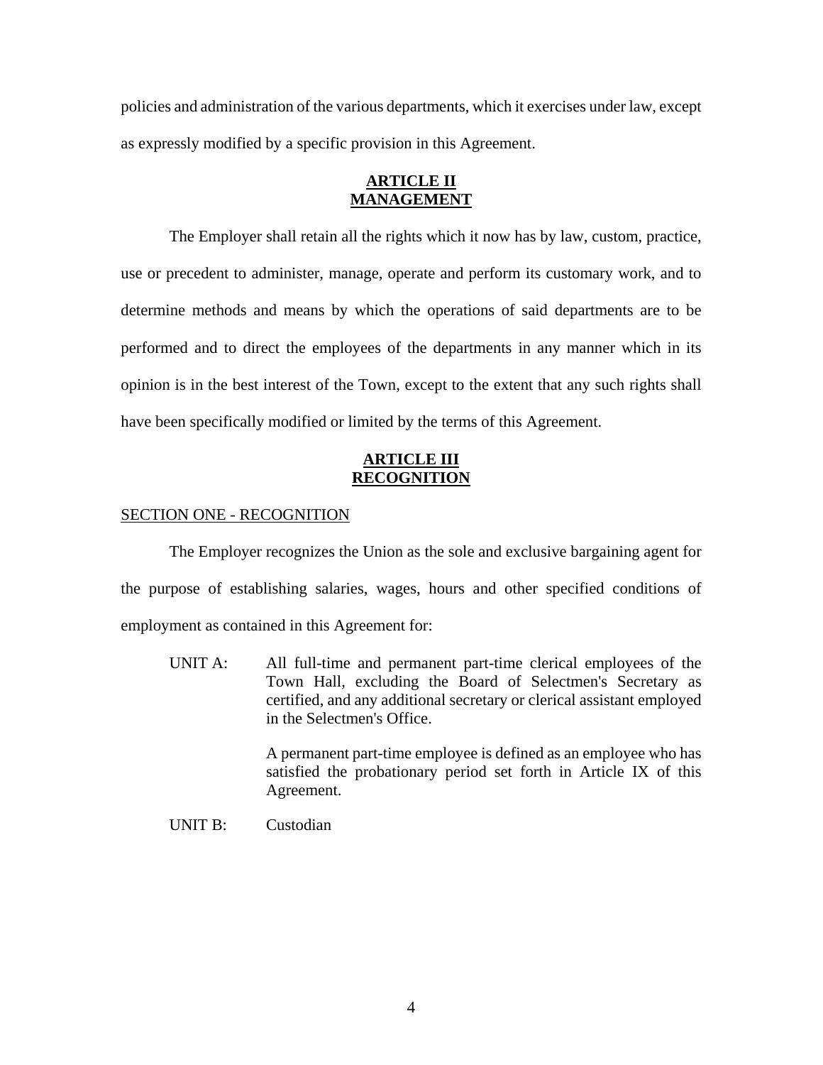policies and administration of the various departments, which it exercises under law, except as expressly modified by a specific provision in this Agreement.

## ARTICLE II
## MANAGEMENT

The Employer shall retain all the rights which it now has by law, custom, practice, use or precedent to administer, manage, operate and perform its customary work, and to determine methods and means by which the operations of said departments are to be performed and to direct the employees of the departments in any manner which in its opinion is in the best interest of the Town, except to the extent that any such rights shall have been specifically modified or limited by the terms of this Agreement.

## ARTICLE III
## RECOGNITION

### SECTION ONE - RECOGNITION

The Employer recognizes the Union as the sole and exclusive bargaining agent for the purpose of establishing salaries, wages, hours and other specified conditions of employment as contained in this Agreement for:

UNIT A: All full-time and permanent part-time clerical employees of the Town Hall, excluding the Board of Selectmen's Secretary as certified, and any additional secretary or clerical assistant employed in the Selectmen's Office.

A permanent part-time employee is defined as an employee who has satisfied the probationary period set forth in Article IX of this Agreement.

UNIT B: Custodian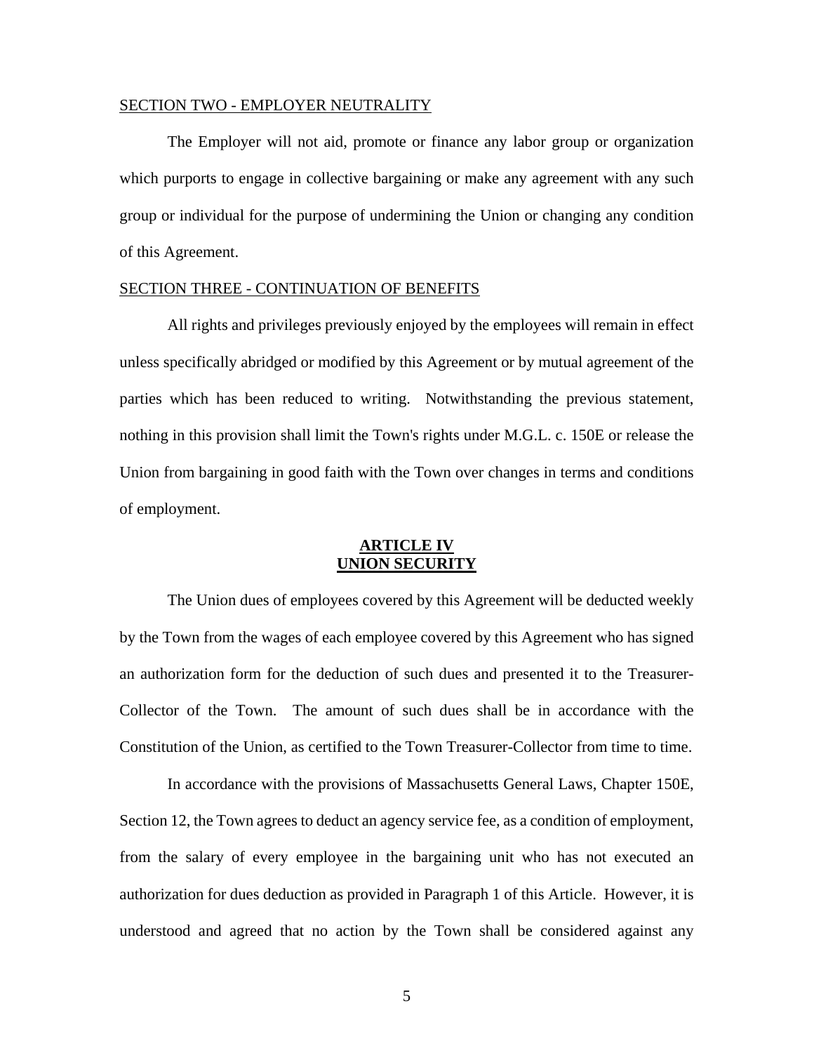SECTION TWO - EMPLOYER NEUTRALITY

The Employer will not aid, promote or finance any labor group or organization which purports to engage in collective bargaining or make any agreement with any such group or individual for the purpose of undermining the Union or changing any condition of this Agreement.

SECTION THREE - CONTINUATION OF BENEFITS

All rights and privileges previously enjoyed by the employees will remain in effect unless specifically abridged or modified by this Agreement or by mutual agreement of the parties which has been reduced to writing. Notwithstanding the previous statement, nothing in this provision shall limit the Town's rights under M.G.L. c. 150E or release the Union from bargaining in good faith with the Town over changes in terms and conditions of employment.

## ARTICLE IV
## UNION SECURITY

The Union dues of employees covered by this Agreement will be deducted weekly by the Town from the wages of each employee covered by this Agreement who has signed an authorization form for the deduction of such dues and presented it to the Treasurer-Collector of the Town. The amount of such dues shall be in accordance with the Constitution of the Union, as certified to the Town Treasurer-Collector from time to time.

In accordance with the provisions of Massachusetts General Laws, Chapter 150E, Section 12, the Town agrees to deduct an agency service fee, as a condition of employment, from the salary of every employee in the bargaining unit who has not executed an authorization for dues deduction as provided in Paragraph 1 of this Article. However, it is understood and agreed that no action by the Town shall be considered against any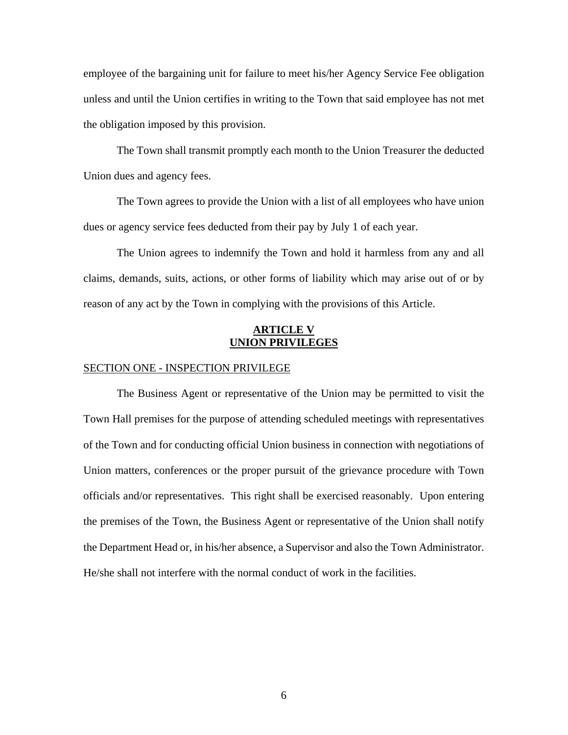employee of the bargaining unit for failure to meet his/her Agency Service Fee obligation unless and until the Union certifies in writing to the Town that said employee has not met the obligation imposed by this provision.

The Town shall transmit promptly each month to the Union Treasurer the deducted Union dues and agency fees.

The Town agrees to provide the Union with a list of all employees who have union dues or agency service fees deducted from their pay by July 1 of each year.

The Union agrees to indemnify the Town and hold it harmless from any and all claims, demands, suits, actions, or other forms of liability which may arise out of or by reason of any act by the Town in complying with the provisions of this Article.

## ARTICLE V
## UNION PRIVILEGES

SECTION ONE - INSPECTION PRIVILEGE

The Business Agent or representative of the Union may be permitted to visit the Town Hall premises for the purpose of attending scheduled meetings with representatives of the Town and for conducting official Union business in connection with negotiations of Union matters, conferences or the proper pursuit of the grievance procedure with Town officials and/or representatives. This right shall be exercised reasonably. Upon entering the premises of the Town, the Business Agent or representative of the Union shall notify the Department Head or, in his/her absence, a Supervisor and also the Town Administrator. He/she shall not interfere with the normal conduct of work in the facilities.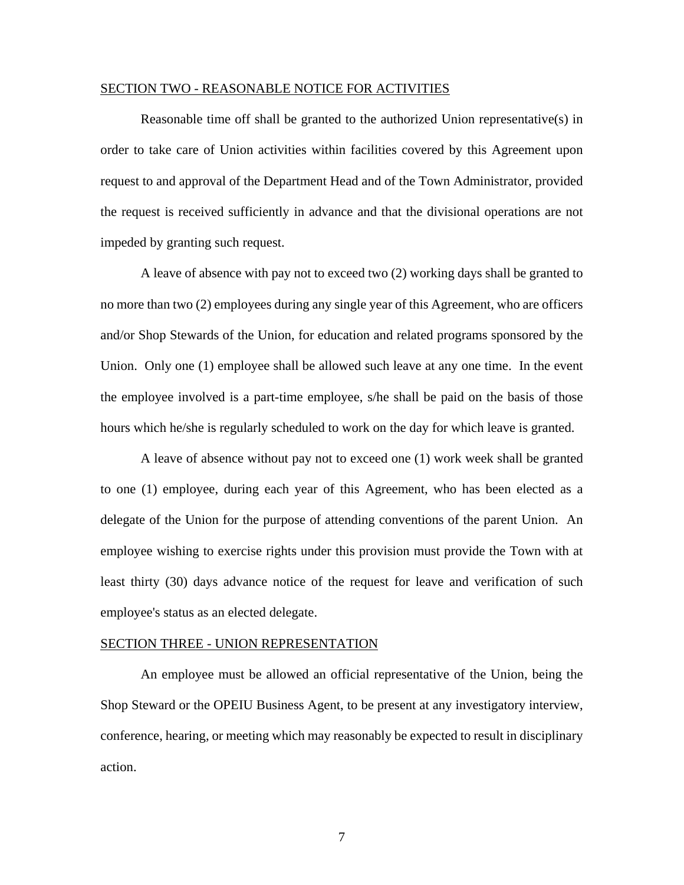## SECTION TWO - REASONABLE NOTICE FOR ACTIVITIES

Reasonable time off shall be granted to the authorized Union representative(s) in order to take care of Union activities within facilities covered by this Agreement upon request to and approval of the Department Head and of the Town Administrator, provided the request is received sufficiently in advance and that the divisional operations are not impeded by granting such request.

A leave of absence with pay not to exceed two (2) working days shall be granted to no more than two (2) employees during any single year of this Agreement, who are officers and/or Shop Stewards of the Union, for education and related programs sponsored by the Union. Only one (1) employee shall be allowed such leave at any one time. In the event the employee involved is a part-time employee, s/he shall be paid on the basis of those hours which he/she is regularly scheduled to work on the day for which leave is granted.

A leave of absence without pay not to exceed one (1) work week shall be granted to one (1) employee, during each year of this Agreement, who has been elected as a delegate of the Union for the purpose of attending conventions of the parent Union. An employee wishing to exercise rights under this provision must provide the Town with at least thirty (30) days advance notice of the request for leave and verification of such employee's status as an elected delegate.

## SECTION THREE - UNION REPRESENTATION

An employee must be allowed an official representative of the Union, being the Shop Steward or the OPEIU Business Agent, to be present at any investigatory interview, conference, hearing, or meeting which may reasonably be expected to result in disciplinary action.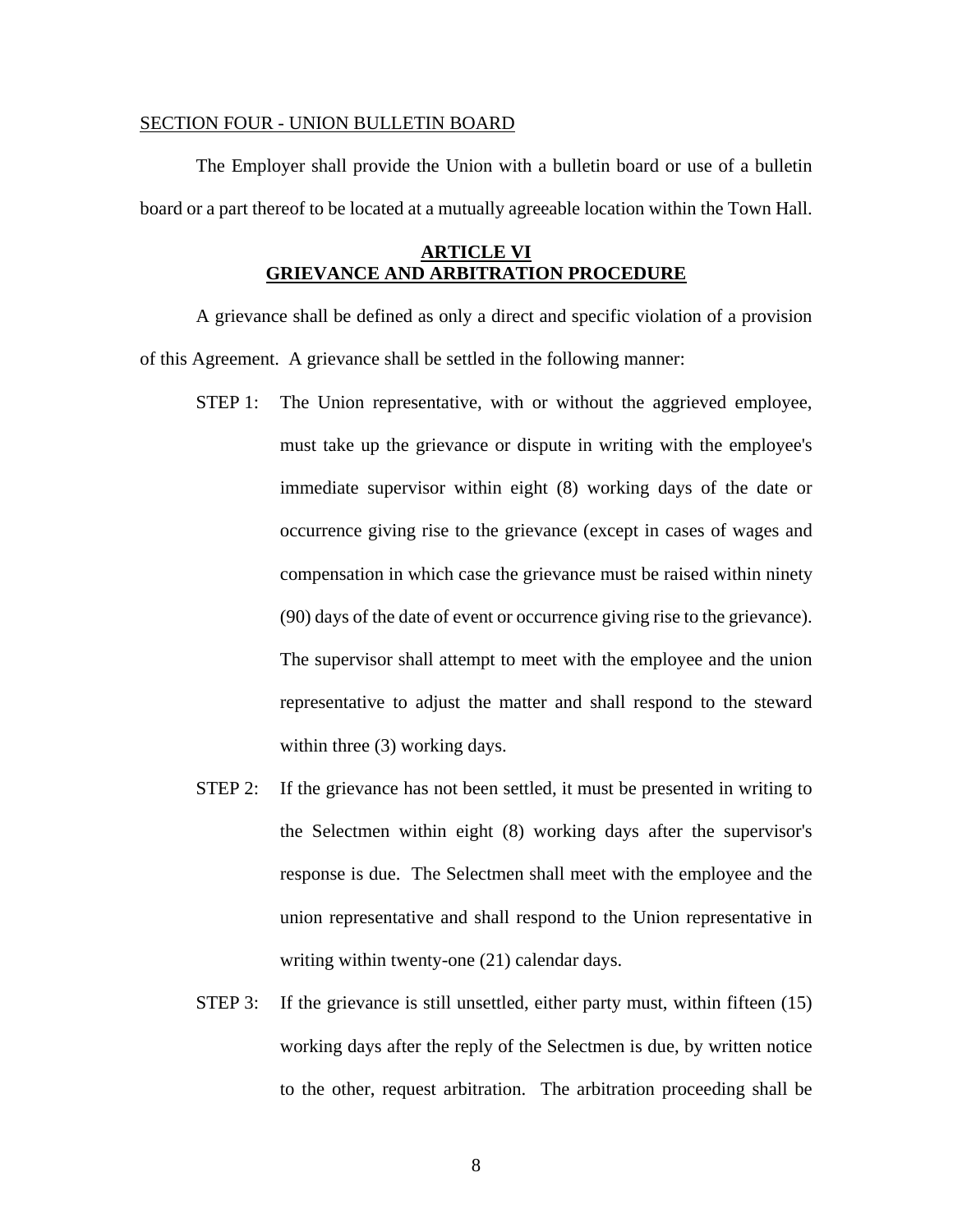SECTION FOUR - UNION BULLETIN BOARD

The Employer shall provide the Union with a bulletin board or use of a bulletin board or a part thereof to be located at a mutually agreeable location within the Town Hall.

## ARTICLE VI
## GRIEVANCE AND ARBITRATION PROCEDURE

A grievance shall be defined as only a direct and specific violation of a provision of this Agreement. A grievance shall be settled in the following manner:

STEP 1: The Union representative, with or without the aggrieved employee, must take up the grievance or dispute in writing with the employee's immediate supervisor within eight (8) working days of the date or occurrence giving rise to the grievance (except in cases of wages and compensation in which case the grievance must be raised within ninety (90) days of the date of event or occurrence giving rise to the grievance). The supervisor shall attempt to meet with the employee and the union representative to adjust the matter and shall respond to the steward within three (3) working days.

STEP 2: If the grievance has not been settled, it must be presented in writing to the Selectmen within eight (8) working days after the supervisor's response is due. The Selectmen shall meet with the employee and the union representative and shall respond to the Union representative in writing within twenty-one (21) calendar days.

STEP 3: If the grievance is still unsettled, either party must, within fifteen (15) working days after the reply of the Selectmen is due, by written notice to the other, request arbitration. The arbitration proceeding shall be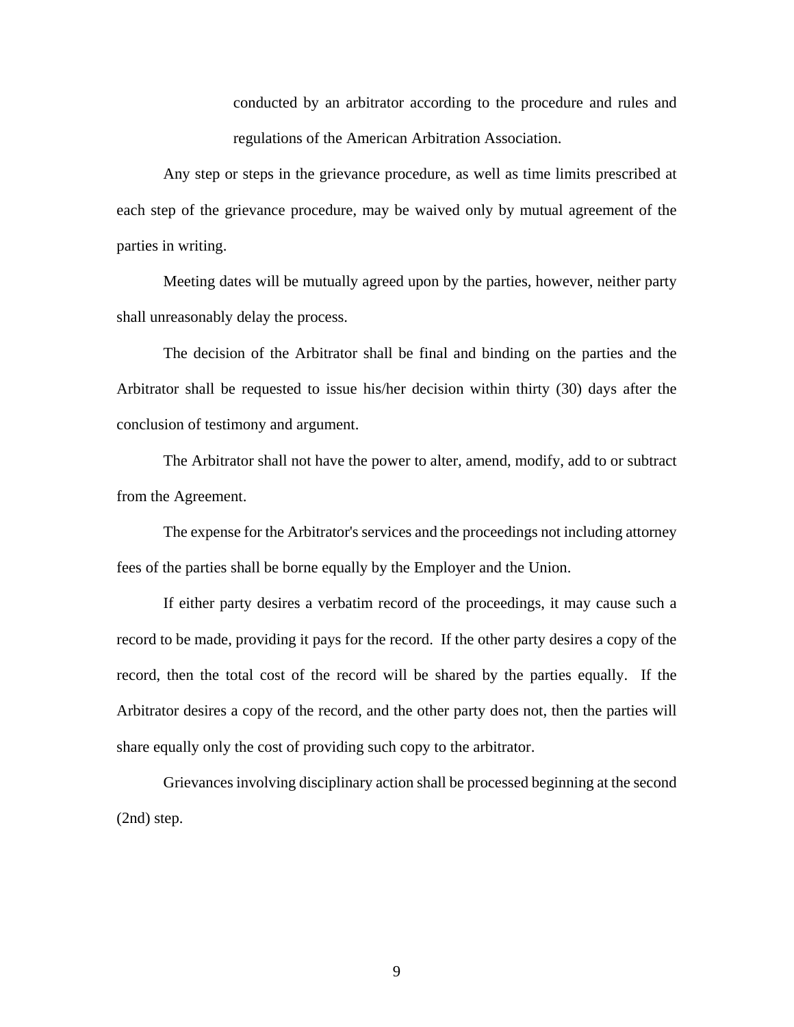conducted by an arbitrator according to the procedure and rules and regulations of the American Arbitration Association.

Any step or steps in the grievance procedure, as well as time limits prescribed at each step of the grievance procedure, may be waived only by mutual agreement of the parties in writing.

Meeting dates will be mutually agreed upon by the parties, however, neither party shall unreasonably delay the process.

The decision of the Arbitrator shall be final and binding on the parties and the Arbitrator shall be requested to issue his/her decision within thirty (30) days after the conclusion of testimony and argument.

The Arbitrator shall not have the power to alter, amend, modify, add to or subtract from the Agreement.

The expense for the Arbitrator's services and the proceedings not including attorney fees of the parties shall be borne equally by the Employer and the Union.

If either party desires a verbatim record of the proceedings, it may cause such a record to be made, providing it pays for the record. If the other party desires a copy of the record, then the total cost of the record will be shared by the parties equally. If the Arbitrator desires a copy of the record, and the other party does not, then the parties will share equally only the cost of providing such copy to the arbitrator.

Grievances involving disciplinary action shall be processed beginning at the second (2nd) step.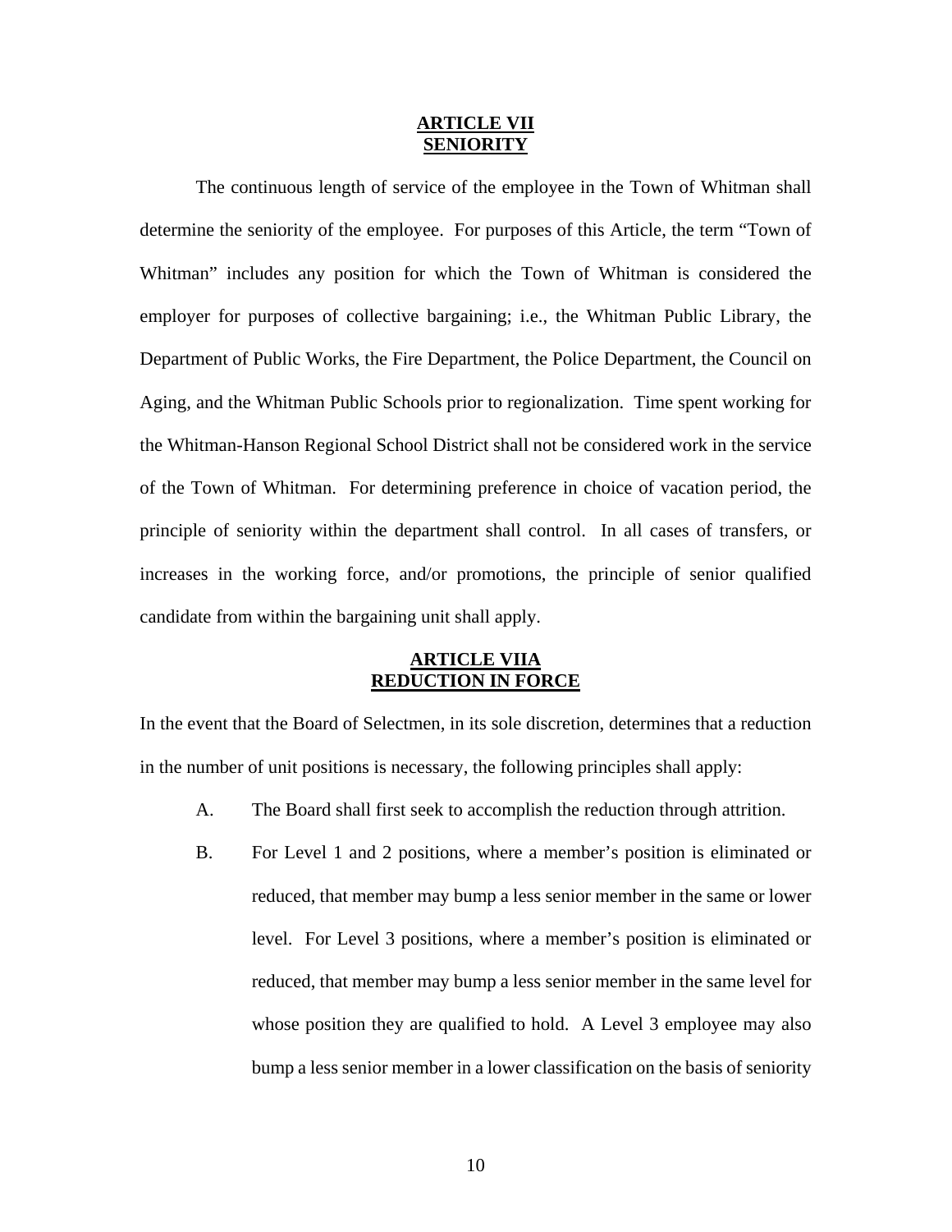## ARTICLE VII
## SENIORITY

The continuous length of service of the employee in the Town of Whitman shall determine the seniority of the employee. For purposes of this Article, the term "Town of Whitman" includes any position for which the Town of Whitman is considered the employer for purposes of collective bargaining; i.e., the Whitman Public Library, the Department of Public Works, the Fire Department, the Police Department, the Council on Aging, and the Whitman Public Schools prior to regionalization. Time spent working for the Whitman-Hanson Regional School District shall not be considered work in the service of the Town of Whitman. For determining preference in choice of vacation period, the principle of seniority within the department shall control. In all cases of transfers, or increases in the working force, and/or promotions, the principle of senior qualified candidate from within the bargaining unit shall apply.

## ARTICLE VIIA
## REDUCTION IN FORCE

In the event that the Board of Selectmen, in its sole discretion, determines that a reduction in the number of unit positions is necessary, the following principles shall apply:

A. The Board shall first seek to accomplish the reduction through attrition.

B. For Level 1 and 2 positions, where a member's position is eliminated or reduced, that member may bump a less senior member in the same or lower level. For Level 3 positions, where a member's position is eliminated or reduced, that member may bump a less senior member in the same level for whose position they are qualified to hold. A Level 3 employee may also bump a less senior member in a lower classification on the basis of seniority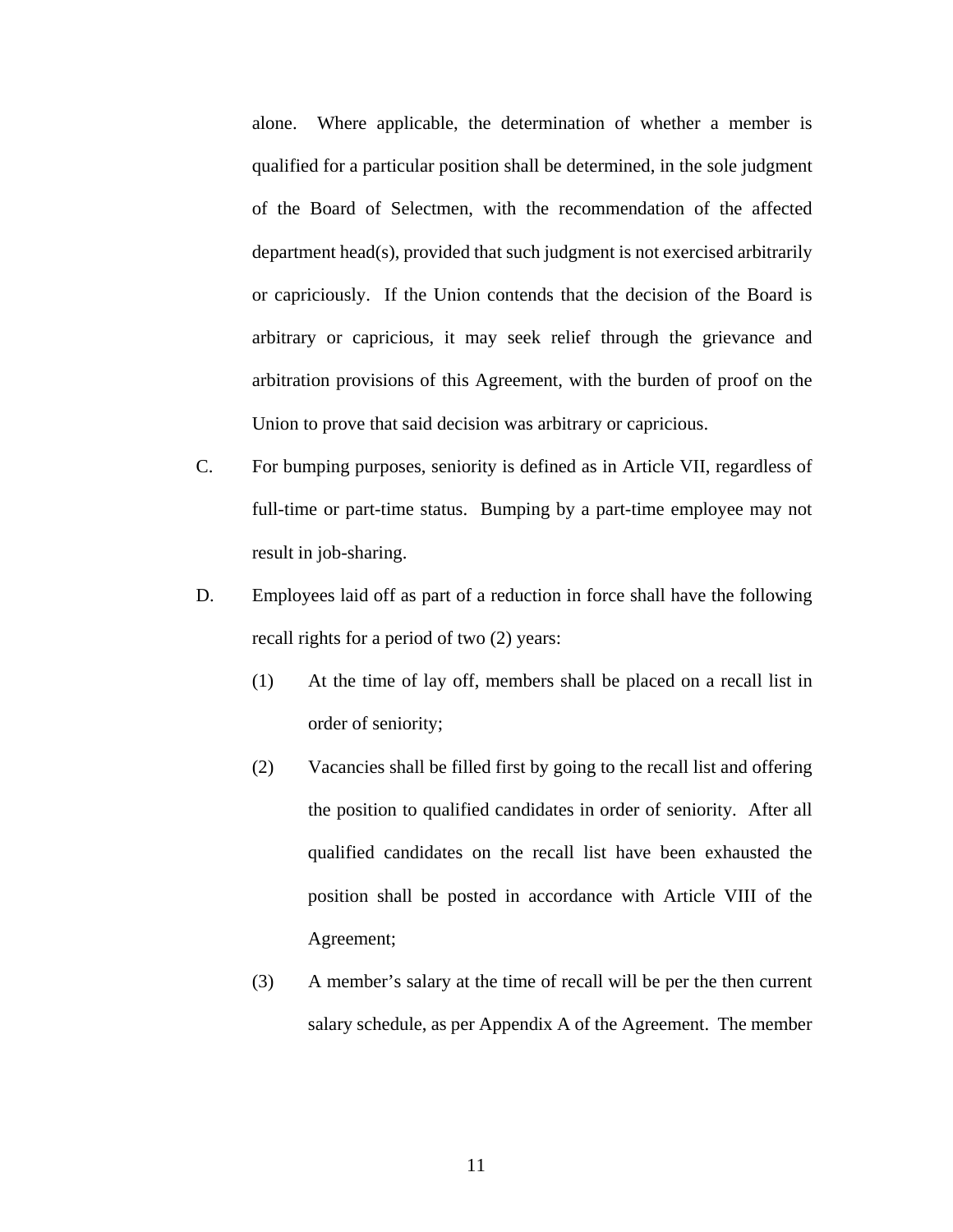alone. Where applicable, the determination of whether a member is qualified for a particular position shall be determined, in the sole judgment of the Board of Selectmen, with the recommendation of the affected department head(s), provided that such judgment is not exercised arbitrarily or capriciously. If the Union contends that the decision of the Board is arbitrary or capricious, it may seek relief through the grievance and arbitration provisions of this Agreement, with the burden of proof on the Union to prove that said decision was arbitrary or capricious.

C. For bumping purposes, seniority is defined as in Article VII, regardless of full-time or part-time status. Bumping by a part-time employee may not result in job-sharing.

D. Employees laid off as part of a reduction in force shall have the following recall rights for a period of two (2) years:

   (1) At the time of lay off, members shall be placed on a recall list in order of seniority;

   (2) Vacancies shall be filled first by going to the recall list and offering the position to qualified candidates in order of seniority. After all qualified candidates on the recall list have been exhausted the position shall be posted in accordance with Article VIII of the Agreement;

   (3) A member's salary at the time of recall will be per the then current salary schedule, as per Appendix A of the Agreement. The member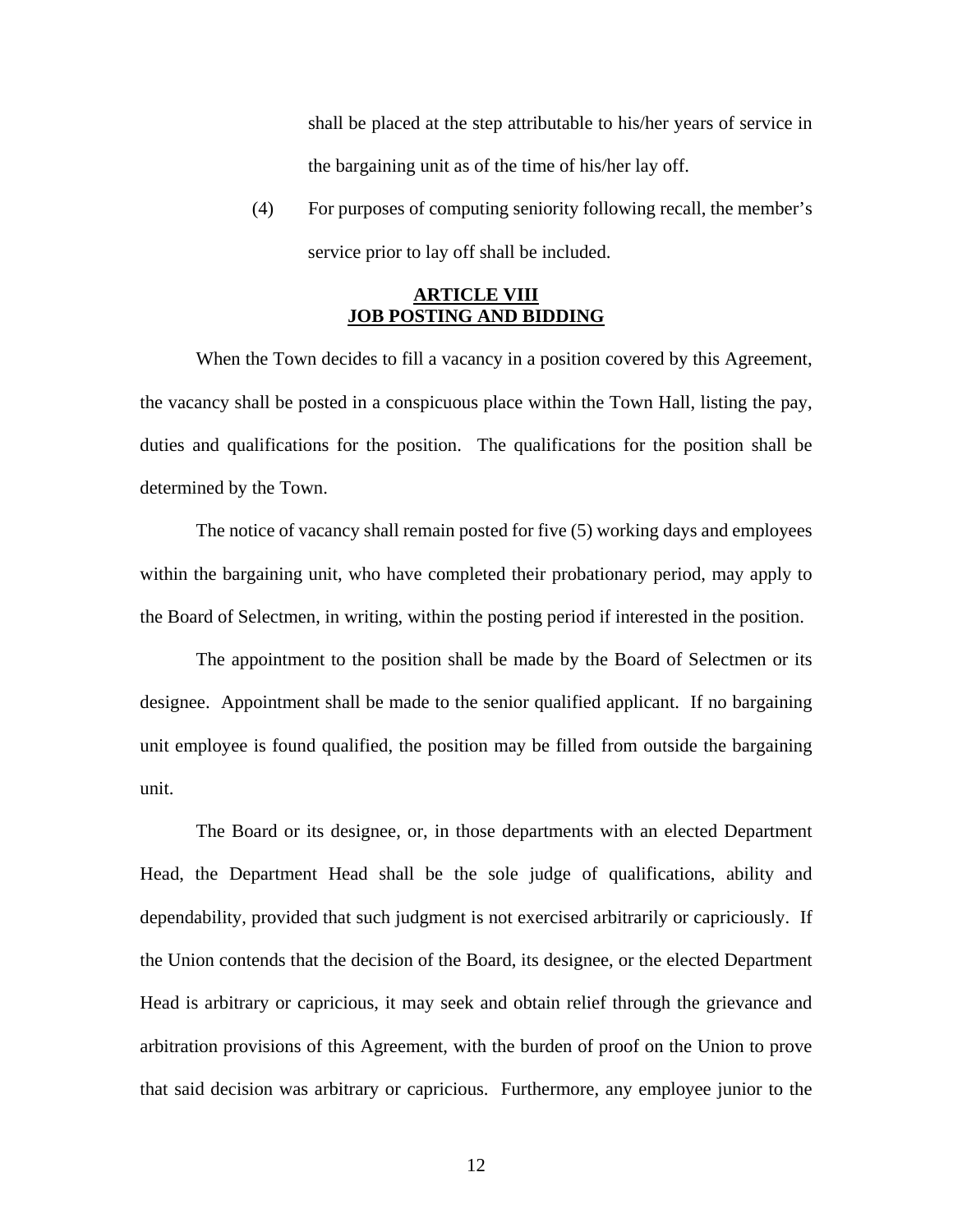shall be placed at the step attributable to his/her years of service in the bargaining unit as of the time of his/her lay off.

(4) For purposes of computing seniority following recall, the member's service prior to lay off shall be included.

## ARTICLE VIII
## JOB POSTING AND BIDDING

When the Town decides to fill a vacancy in a position covered by this Agreement, the vacancy shall be posted in a conspicuous place within the Town Hall, listing the pay, duties and qualifications for the position. The qualifications for the position shall be determined by the Town.

The notice of vacancy shall remain posted for five (5) working days and employees within the bargaining unit, who have completed their probationary period, may apply to the Board of Selectmen, in writing, within the posting period if interested in the position.

The appointment to the position shall be made by the Board of Selectmen or its designee. Appointment shall be made to the senior qualified applicant. If no bargaining unit employee is found qualified, the position may be filled from outside the bargaining unit.

The Board or its designee, or, in those departments with an elected Department Head, the Department Head shall be the sole judge of qualifications, ability and dependability, provided that such judgment is not exercised arbitrarily or capriciously. If the Union contends that the decision of the Board, its designee, or the elected Department Head is arbitrary or capricious, it may seek and obtain relief through the grievance and arbitration provisions of this Agreement, with the burden of proof on the Union to prove that said decision was arbitrary or capricious. Furthermore, any employee junior to the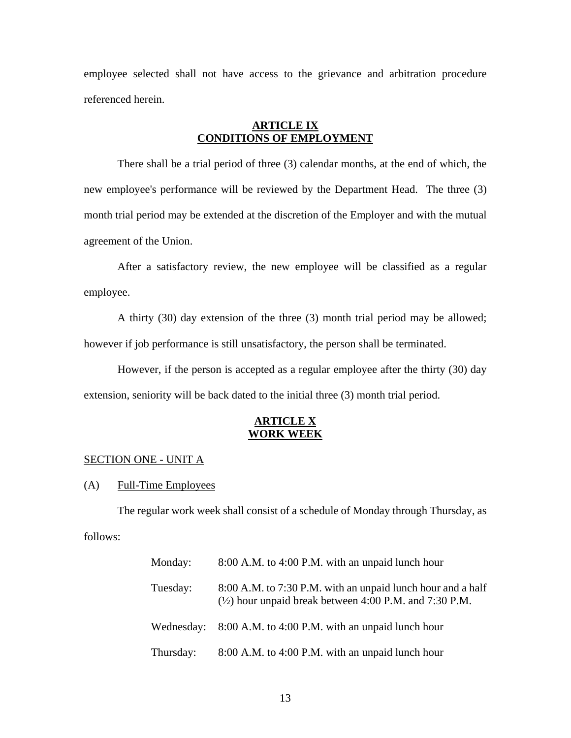employee selected shall not have access to the grievance and arbitration procedure referenced herein.

## ARTICLE IX
## CONDITIONS OF EMPLOYMENT

There shall be a trial period of three (3) calendar months, at the end of which, the new employee's performance will be reviewed by the Department Head. The three (3) month trial period may be extended at the discretion of the Employer and with the mutual agreement of the Union.

After a satisfactory review, the new employee will be classified as a regular employee.

A thirty (30) day extension of the three (3) month trial period may be allowed; however if job performance is still unsatisfactory, the person shall be terminated.

However, if the person is accepted as a regular employee after the thirty (30) day extension, seniority will be back dated to the initial three (3) month trial period.

## ARTICLE X
## WORK WEEK

SECTION ONE - UNIT A

(A) Full-Time Employees

The regular work week shall consist of a schedule of Monday through Thursday, as follows:

| | |
|---|---|
| Monday: | 8:00 A.M. to 4:00 P.M. with an unpaid lunch hour |
| Tuesday: | 8:00 A.M. to 7:30 P.M. with an unpaid lunch hour and a half (½) hour unpaid break between 4:00 P.M. and 7:30 P.M. |
| Wednesday: | 8:00 A.M. to 4:00 P.M. with an unpaid lunch hour |
| Thursday: | 8:00 A.M. to 4:00 P.M. with an unpaid lunch hour |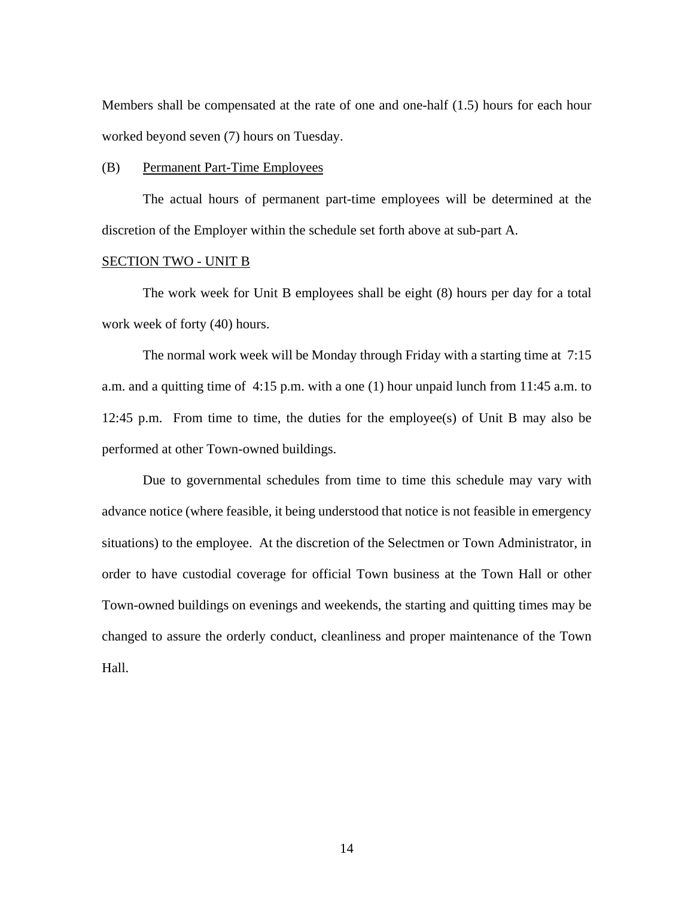Members shall be compensated at the rate of one and one-half (1.5) hours for each hour worked beyond seven (7) hours on Tuesday.

(B) Permanent Part-Time Employees

The actual hours of permanent part-time employees will be determined at the discretion of the Employer within the schedule set forth above at sub-part A.

SECTION TWO - UNIT B

The work week for Unit B employees shall be eight (8) hours per day for a total work week of forty (40) hours.

The normal work week will be Monday through Friday with a starting time at 7:15 a.m. and a quitting time of 4:15 p.m. with a one (1) hour unpaid lunch from 11:45 a.m. to 12:45 p.m. From time to time, the duties for the employee(s) of Unit B may also be performed at other Town-owned buildings.

Due to governmental schedules from time to time this schedule may vary with advance notice (where feasible, it being understood that notice is not feasible in emergency situations) to the employee. At the discretion of the Selectmen or Town Administrator, in order to have custodial coverage for official Town business at the Town Hall or other Town-owned buildings on evenings and weekends, the starting and quitting times may be changed to assure the orderly conduct, cleanliness and proper maintenance of the Town Hall.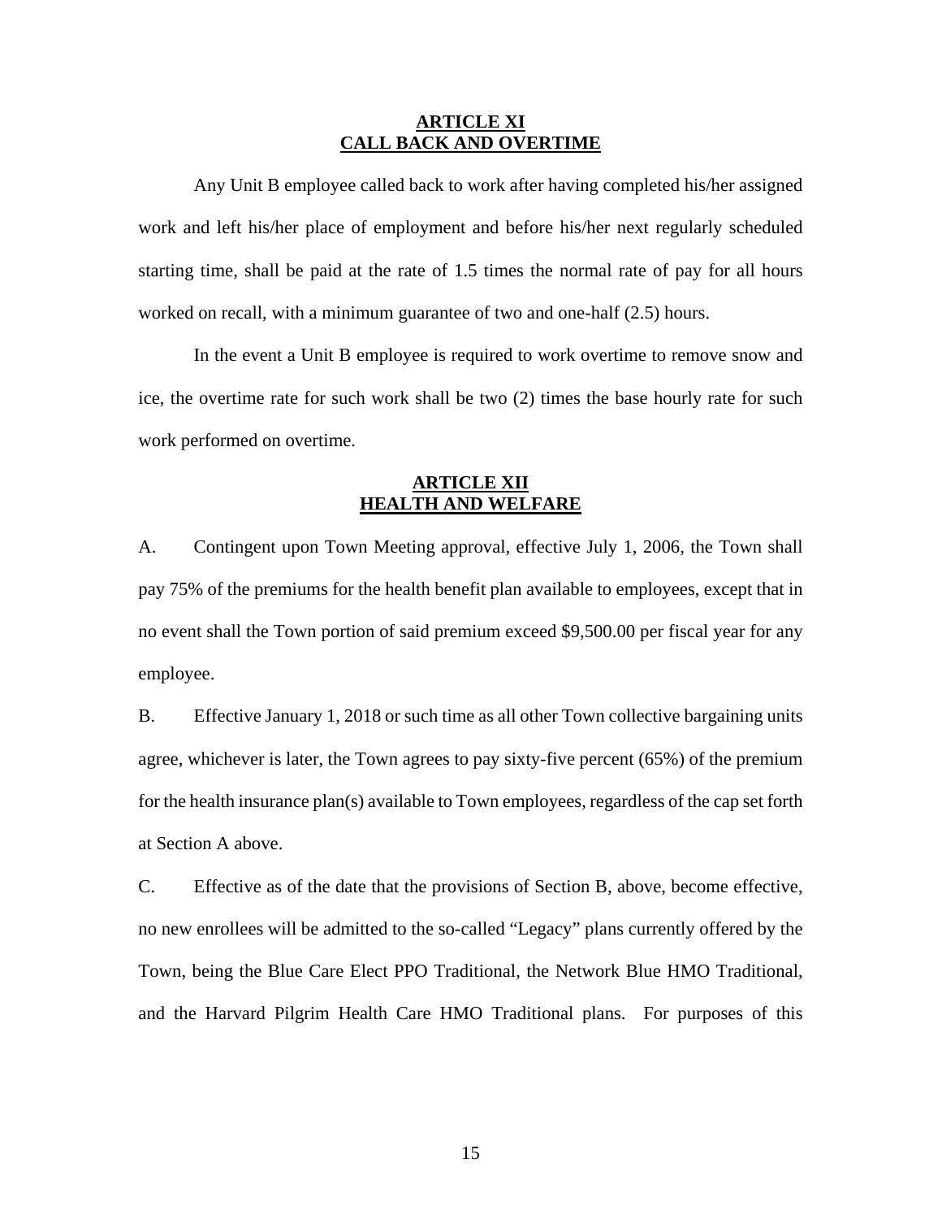## ARTICLE XI
## CALL BACK AND OVERTIME

Any Unit B employee called back to work after having completed his/her assigned work and left his/her place of employment and before his/her next regularly scheduled starting time, shall be paid at the rate of 1.5 times the normal rate of pay for all hours worked on recall, with a minimum guarantee of two and one-half (2.5) hours.

In the event a Unit B employee is required to work overtime to remove snow and ice, the overtime rate for such work shall be two (2) times the base hourly rate for such work performed on overtime.

## ARTICLE XII
## HEALTH AND WELFARE

A. Contingent upon Town Meeting approval, effective July 1, 2006, the Town shall pay 75% of the premiums for the health benefit plan available to employees, except that in no event shall the Town portion of said premium exceed $9,500.00 per fiscal year for any employee.

B. Effective January 1, 2018 or such time as all other Town collective bargaining units agree, whichever is later, the Town agrees to pay sixty-five percent (65%) of the premium for the health insurance plan(s) available to Town employees, regardless of the cap set forth at Section A above.

C. Effective as of the date that the provisions of Section B, above, become effective, no new enrollees will be admitted to the so-called "Legacy" plans currently offered by the Town, being the Blue Care Elect PPO Traditional, the Network Blue HMO Traditional, and the Harvard Pilgrim Health Care HMO Traditional plans. For purposes of this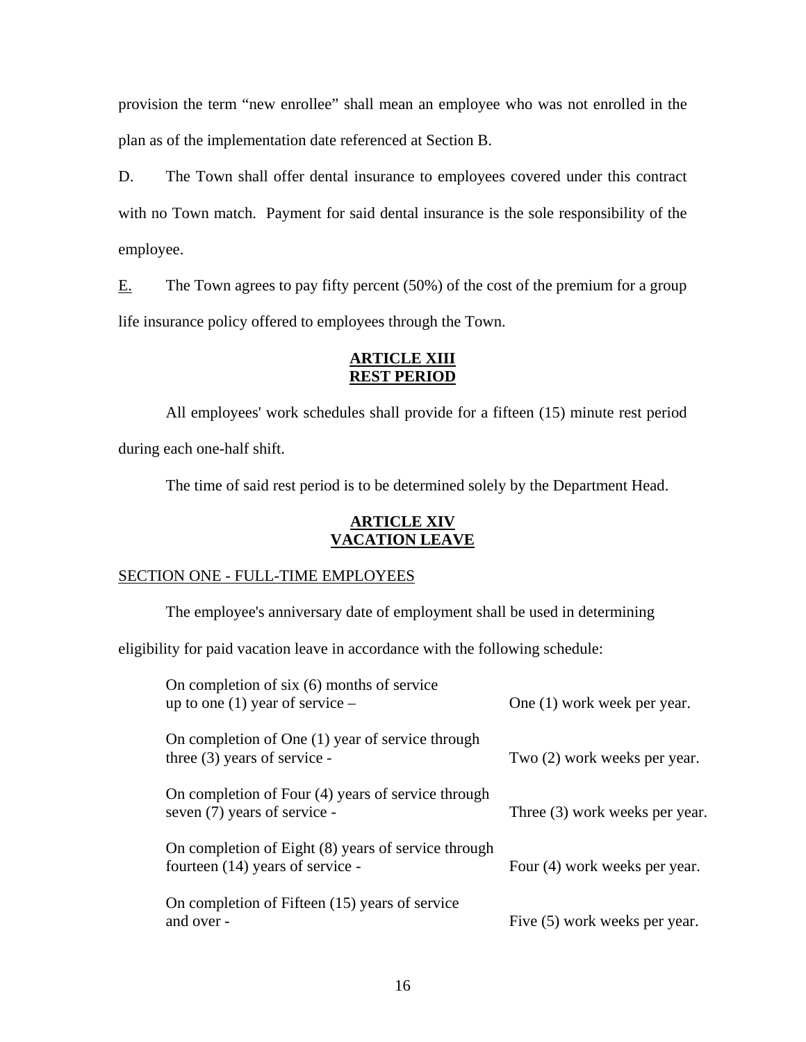provision the term “new enrollee” shall mean an employee who was not enrolled in the plan as of the implementation date referenced at Section B.

D. The Town shall offer dental insurance to employees covered under this contract with no Town match. Payment for said dental insurance is the sole responsibility of the employee.

E. The Town agrees to pay fifty percent (50%) of the cost of the premium for a group life insurance policy offered to employees through the Town.

## ARTICLE XIII
## REST PERIOD

All employees' work schedules shall provide for a fifteen (15) minute rest period during each one-half shift.

The time of said rest period is to be determined solely by the Department Head.

## ARTICLE XIV
## VACATION LEAVE

SECTION ONE - FULL-TIME EMPLOYEES

The employee's anniversary date of employment shall be used in determining eligibility for paid vacation leave in accordance with the following schedule:

| | |
|---|---|
| On completion of six (6) months of service up to one (1) year of service – | One (1) work week per year. |
| On completion of One (1) year of service through three (3) years of service - | Two (2) work weeks per year. |
| On completion of Four (4) years of service through seven (7) years of service - | Three (3) work weeks per year. |
| On completion of Eight (8) years of service through fourteen (14) years of service - | Four (4) work weeks per year. |
| On completion of Fifteen (15) years of service and over - | Five (5) work weeks per year. |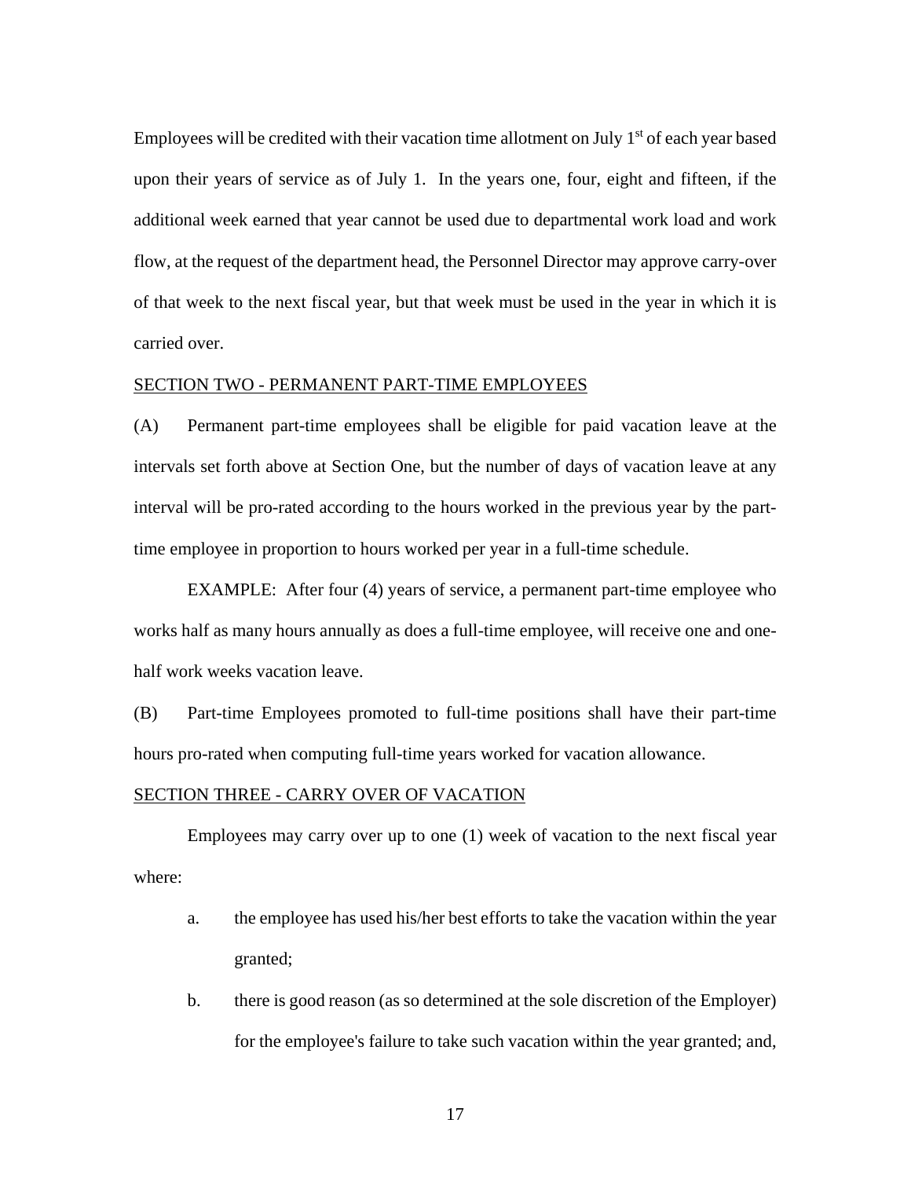Employees will be credited with their vacation time allotment on July 1st of each year based upon their years of service as of July 1. In the years one, four, eight and fifteen, if the additional week earned that year cannot be used due to departmental work load and work flow, at the request of the department head, the Personnel Director may approve carry-over of that week to the next fiscal year, but that week must be used in the year in which it is carried over.

SECTION TWO - PERMANENT PART-TIME EMPLOYEES

(A) Permanent part-time employees shall be eligible for paid vacation leave at the intervals set forth above at Section One, but the number of days of vacation leave at any interval will be pro-rated according to the hours worked in the previous year by the part-time employee in proportion to hours worked per year in a full-time schedule.

EXAMPLE: After four (4) years of service, a permanent part-time employee who works half as many hours annually as does a full-time employee, will receive one and one-half work weeks vacation leave.

(B) Part-time Employees promoted to full-time positions shall have their part-time hours pro-rated when computing full-time years worked for vacation allowance.

SECTION THREE - CARRY OVER OF VACATION

Employees may carry over up to one (1) week of vacation to the next fiscal year where:

a. the employee has used his/her best efforts to take the vacation within the year granted;

b. there is good reason (as so determined at the sole discretion of the Employer) for the employee's failure to take such vacation within the year granted; and,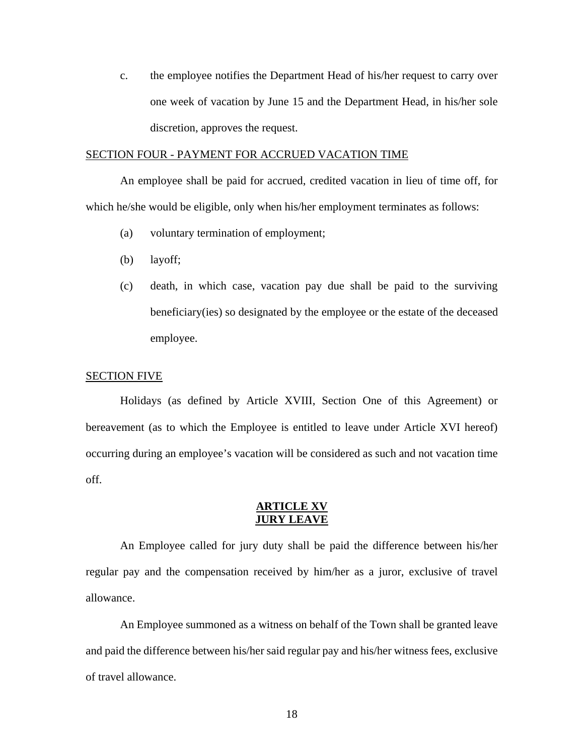c. the employee notifies the Department Head of his/her request to carry over one week of vacation by June 15 and the Department Head, in his/her sole discretion, approves the request.

SECTION FOUR - PAYMENT FOR ACCRUED VACATION TIME

An employee shall be paid for accrued, credited vacation in lieu of time off, for which he/she would be eligible, only when his/her employment terminates as follows:

(a) voluntary termination of employment;

(b) layoff;

(c) death, in which case, vacation pay due shall be paid to the surviving beneficiary(ies) so designated by the employee or the estate of the deceased employee.

SECTION FIVE

Holidays (as defined by Article XVIII, Section One of this Agreement) or bereavement (as to which the Employee is entitled to leave under Article XVI hereof) occurring during an employee's vacation will be considered as such and not vacation time off.

## ARTICLE XV
## JURY LEAVE

An Employee called for jury duty shall be paid the difference between his/her regular pay and the compensation received by him/her as a juror, exclusive of travel allowance.

An Employee summoned as a witness on behalf of the Town shall be granted leave and paid the difference between his/her said regular pay and his/her witness fees, exclusive of travel allowance.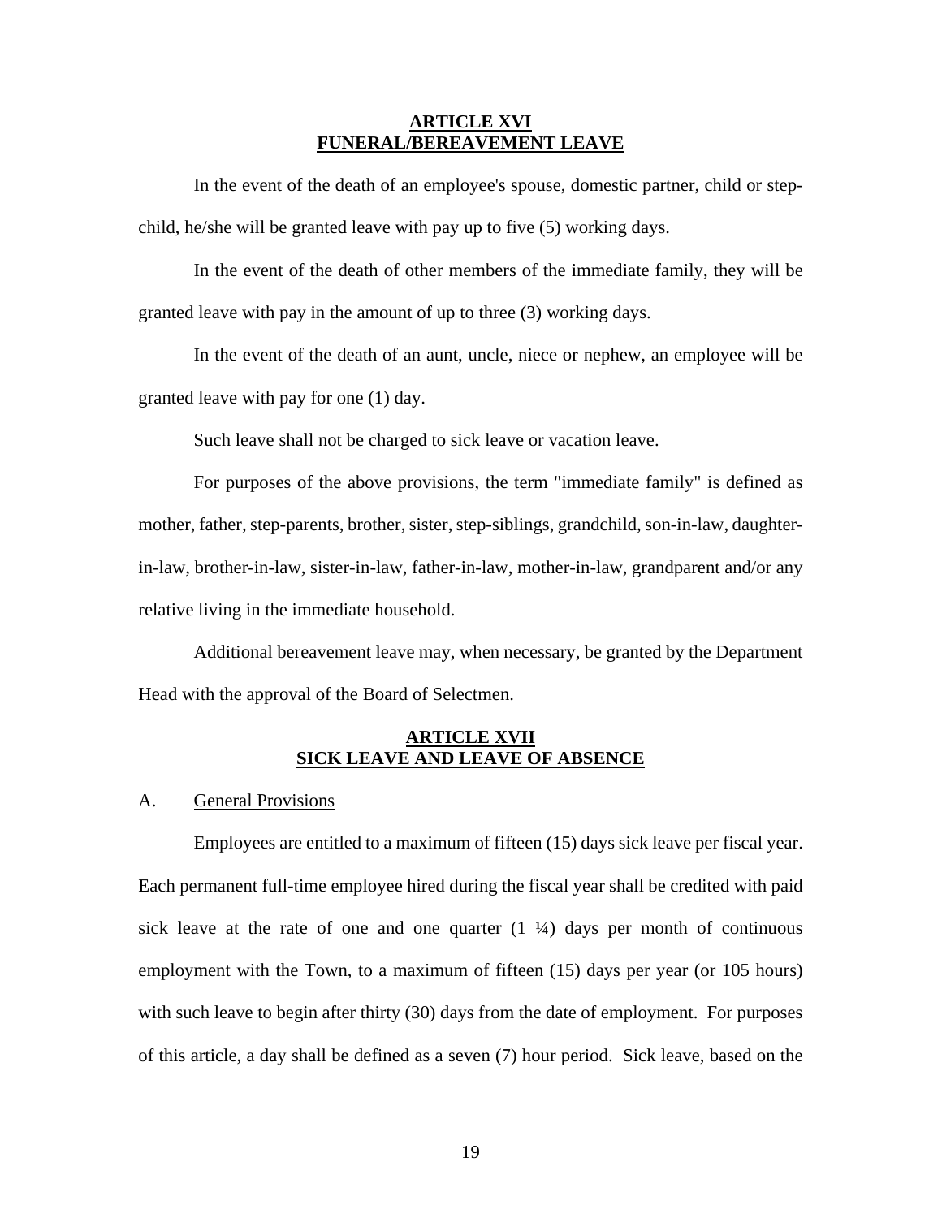## ARTICLE XVI
## FUNERAL/BEREAVEMENT LEAVE

In the event of the death of an employee's spouse, domestic partner, child or step-child, he/she will be granted leave with pay up to five (5) working days.

In the event of the death of other members of the immediate family, they will be granted leave with pay in the amount of up to three (3) working days.

In the event of the death of an aunt, uncle, niece or nephew, an employee will be granted leave with pay for one (1) day.

Such leave shall not be charged to sick leave or vacation leave.

For purposes of the above provisions, the term "immediate family" is defined as mother, father, step-parents, brother, sister, step-siblings, grandchild, son-in-law, daughter-in-law, brother-in-law, sister-in-law, father-in-law, mother-in-law, grandparent and/or any relative living in the immediate household.

Additional bereavement leave may, when necessary, be granted by the Department Head with the approval of the Board of Selectmen.

## ARTICLE XVII
## SICK LEAVE AND LEAVE OF ABSENCE

A. General Provisions

Employees are entitled to a maximum of fifteen (15) days sick leave per fiscal year. Each permanent full-time employee hired during the fiscal year shall be credited with paid sick leave at the rate of one and one quarter (1 ¼) days per month of continuous employment with the Town, to a maximum of fifteen (15) days per year (or 105 hours) with such leave to begin after thirty (30) days from the date of employment. For purposes of this article, a day shall be defined as a seven (7) hour period. Sick leave, based on the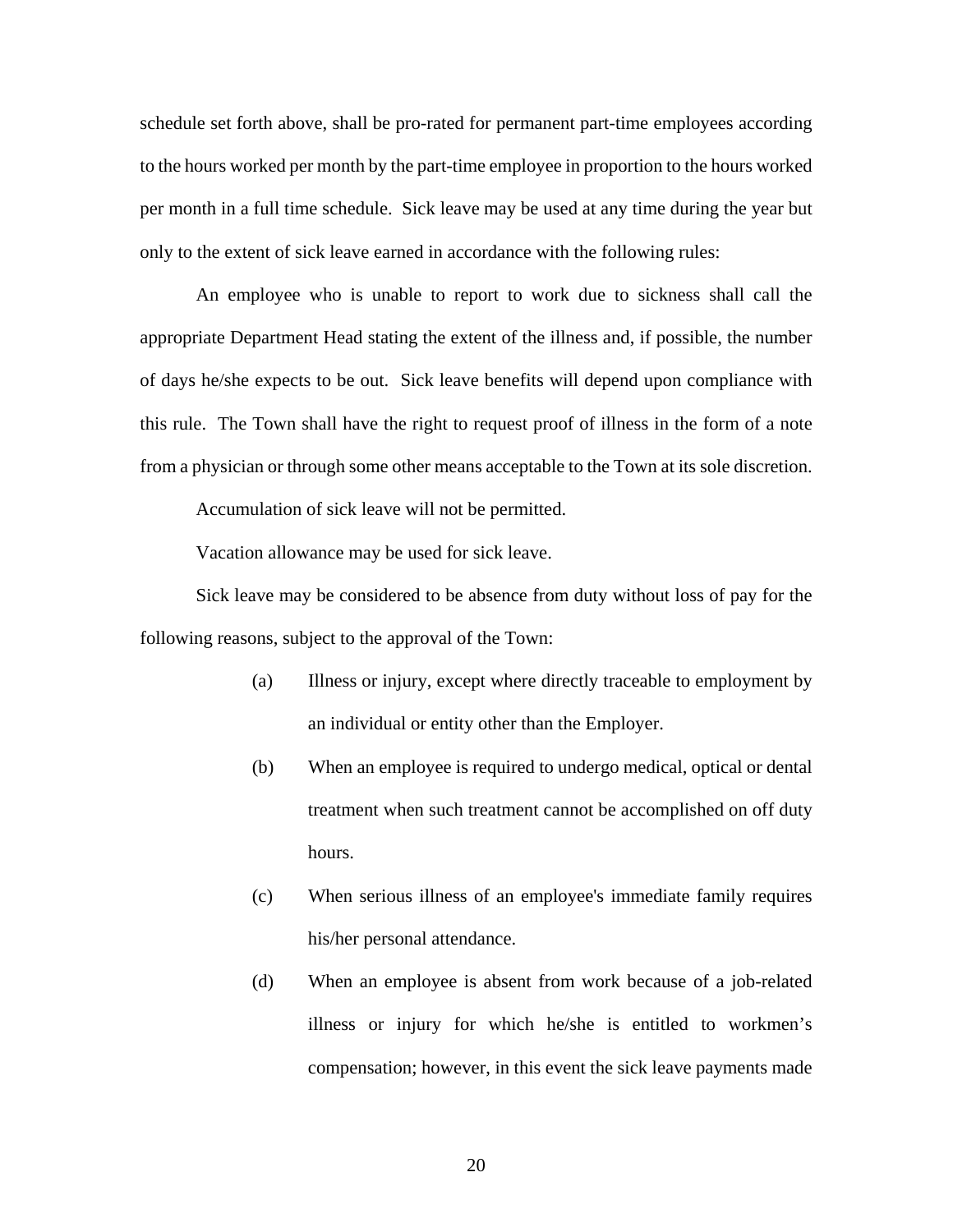schedule set forth above, shall be pro-rated for permanent part-time employees according to the hours worked per month by the part-time employee in proportion to the hours worked per month in a full time schedule. Sick leave may be used at any time during the year but only to the extent of sick leave earned in accordance with the following rules:

An employee who is unable to report to work due to sickness shall call the appropriate Department Head stating the extent of the illness and, if possible, the number of days he/she expects to be out. Sick leave benefits will depend upon compliance with this rule. The Town shall have the right to request proof of illness in the form of a note from a physician or through some other means acceptable to the Town at its sole discretion.

Accumulation of sick leave will not be permitted.

Vacation allowance may be used for sick leave.

Sick leave may be considered to be absence from duty without loss of pay for the following reasons, subject to the approval of the Town:

(a) Illness or injury, except where directly traceable to employment by an individual or entity other than the Employer.

(b) When an employee is required to undergo medical, optical or dental treatment when such treatment cannot be accomplished on off duty hours.

(c) When serious illness of an employee's immediate family requires his/her personal attendance.

(d) When an employee is absent from work because of a job-related illness or injury for which he/she is entitled to workmen's compensation; however, in this event the sick leave payments made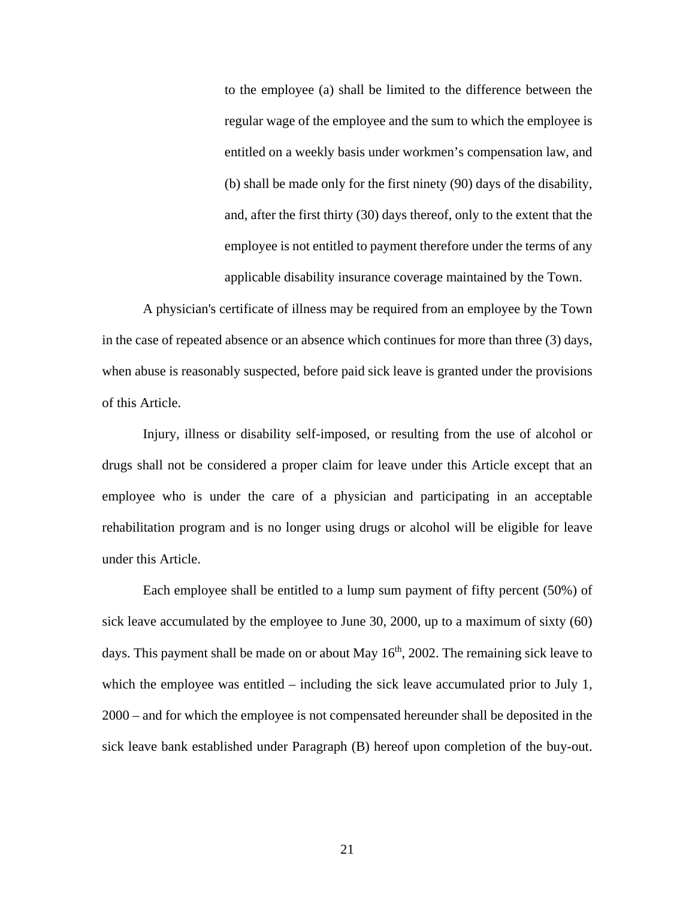to the employee (a) shall be limited to the difference between the regular wage of the employee and the sum to which the employee is entitled on a weekly basis under workmen's compensation law, and (b) shall be made only for the first ninety (90) days of the disability, and, after the first thirty (30) days thereof, only to the extent that the employee is not entitled to payment therefore under the terms of any applicable disability insurance coverage maintained by the Town.

A physician's certificate of illness may be required from an employee by the Town in the case of repeated absence or an absence which continues for more than three (3) days, when abuse is reasonably suspected, before paid sick leave is granted under the provisions of this Article.

Injury, illness or disability self-imposed, or resulting from the use of alcohol or drugs shall not be considered a proper claim for leave under this Article except that an employee who is under the care of a physician and participating in an acceptable rehabilitation program and is no longer using drugs or alcohol will be eligible for leave under this Article.

Each employee shall be entitled to a lump sum payment of fifty percent (50%) of sick leave accumulated by the employee to June 30, 2000, up to a maximum of sixty (60) days. This payment shall be made on or about May 16th, 2002. The remaining sick leave to which the employee was entitled – including the sick leave accumulated prior to July 1, 2000 – and for which the employee is not compensated hereunder shall be deposited in the sick leave bank established under Paragraph (B) hereof upon completion of the buy-out.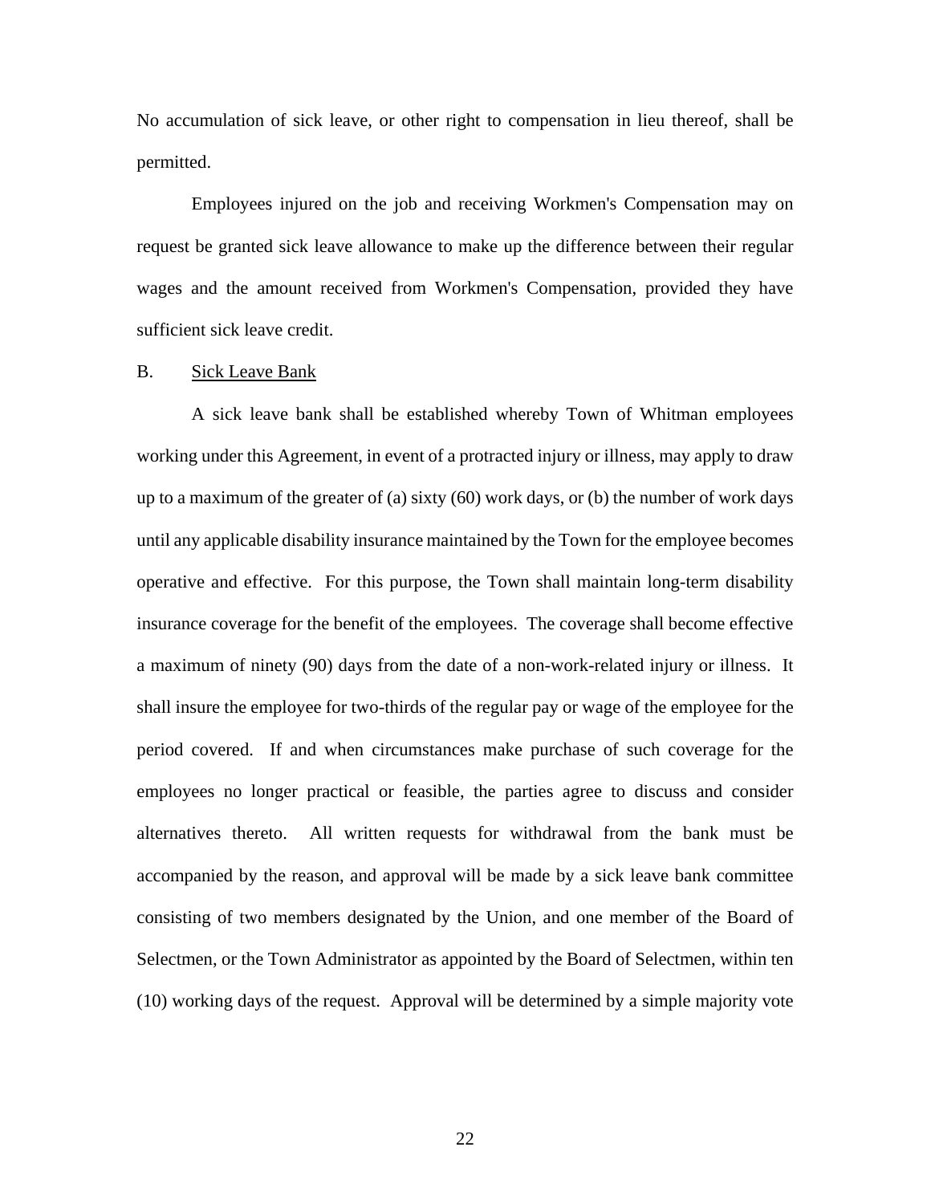No accumulation of sick leave, or other right to compensation in lieu thereof, shall be permitted.

Employees injured on the job and receiving Workmen's Compensation may on request be granted sick leave allowance to make up the difference between their regular wages and the amount received from Workmen's Compensation, provided they have sufficient sick leave credit.

B. <u>Sick Leave Bank</u>

A sick leave bank shall be established whereby Town of Whitman employees working under this Agreement, in event of a protracted injury or illness, may apply to draw up to a maximum of the greater of (a) sixty (60) work days, or (b) the number of work days until any applicable disability insurance maintained by the Town for the employee becomes operative and effective. For this purpose, the Town shall maintain long-term disability insurance coverage for the benefit of the employees. The coverage shall become effective a maximum of ninety (90) days from the date of a non-work-related injury or illness. It shall insure the employee for two-thirds of the regular pay or wage of the employee for the period covered. If and when circumstances make purchase of such coverage for the employees no longer practical or feasible, the parties agree to discuss and consider alternatives thereto. All written requests for withdrawal from the bank must be accompanied by the reason, and approval will be made by a sick leave bank committee consisting of two members designated by the Union, and one member of the Board of Selectmen, or the Town Administrator as appointed by the Board of Selectmen, within ten (10) working days of the request. Approval will be determined by a simple majority vote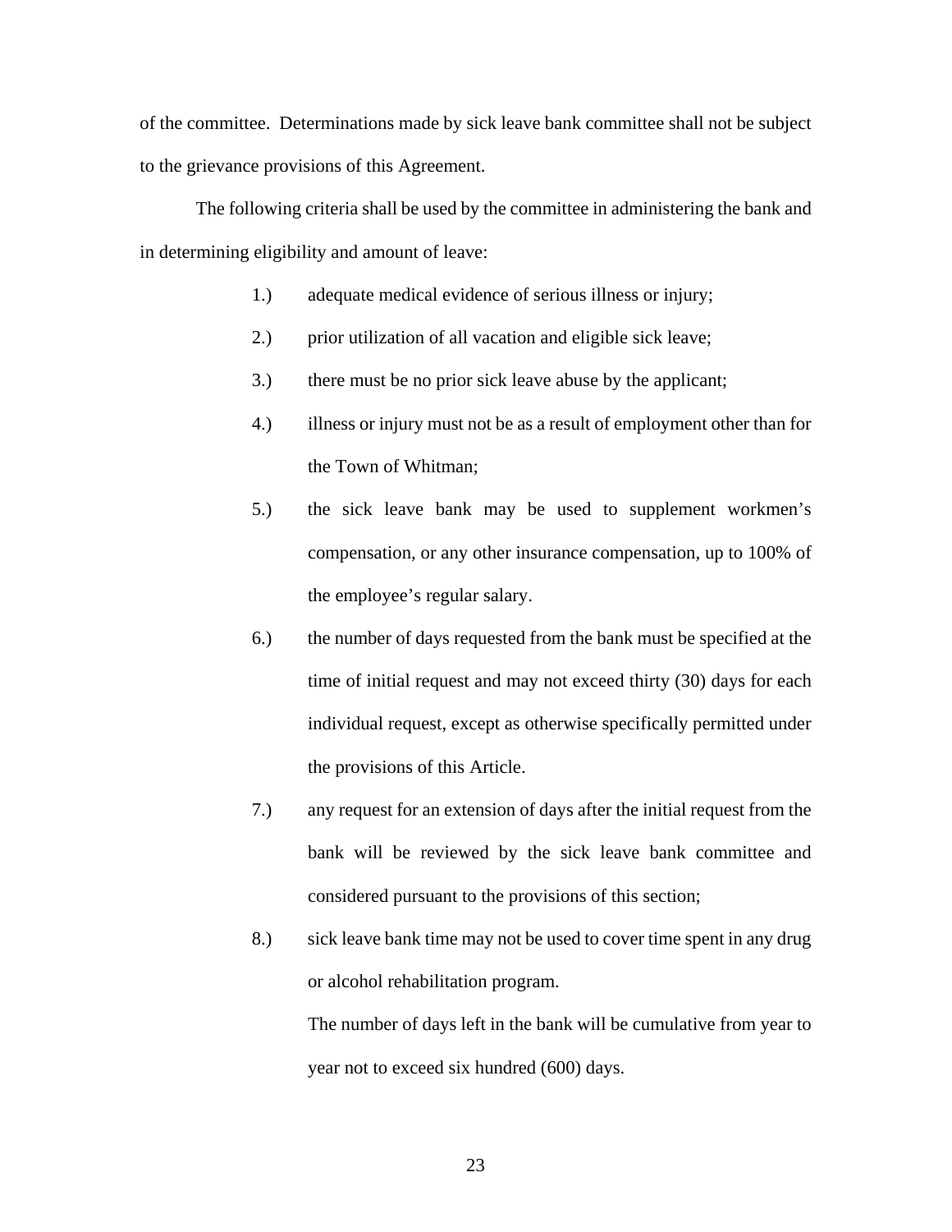of the committee. Determinations made by sick leave bank committee shall not be subject to the grievance provisions of this Agreement.

The following criteria shall be used by the committee in administering the bank and in determining eligibility and amount of leave:

1.) adequate medical evidence of serious illness or injury;

2.) prior utilization of all vacation and eligible sick leave;

3.) there must be no prior sick leave abuse by the applicant;

4.) illness or injury must not be as a result of employment other than for the Town of Whitman;

5.) the sick leave bank may be used to supplement workmen's compensation, or any other insurance compensation, up to 100% of the employee's regular salary.

6.) the number of days requested from the bank must be specified at the time of initial request and may not exceed thirty (30) days for each individual request, except as otherwise specifically permitted under the provisions of this Article.

7.) any request for an extension of days after the initial request from the bank will be reviewed by the sick leave bank committee and considered pursuant to the provisions of this section;

8.) sick leave bank time may not be used to cover time spent in any drug or alcohol rehabilitation program.

The number of days left in the bank will be cumulative from year to year not to exceed six hundred (600) days.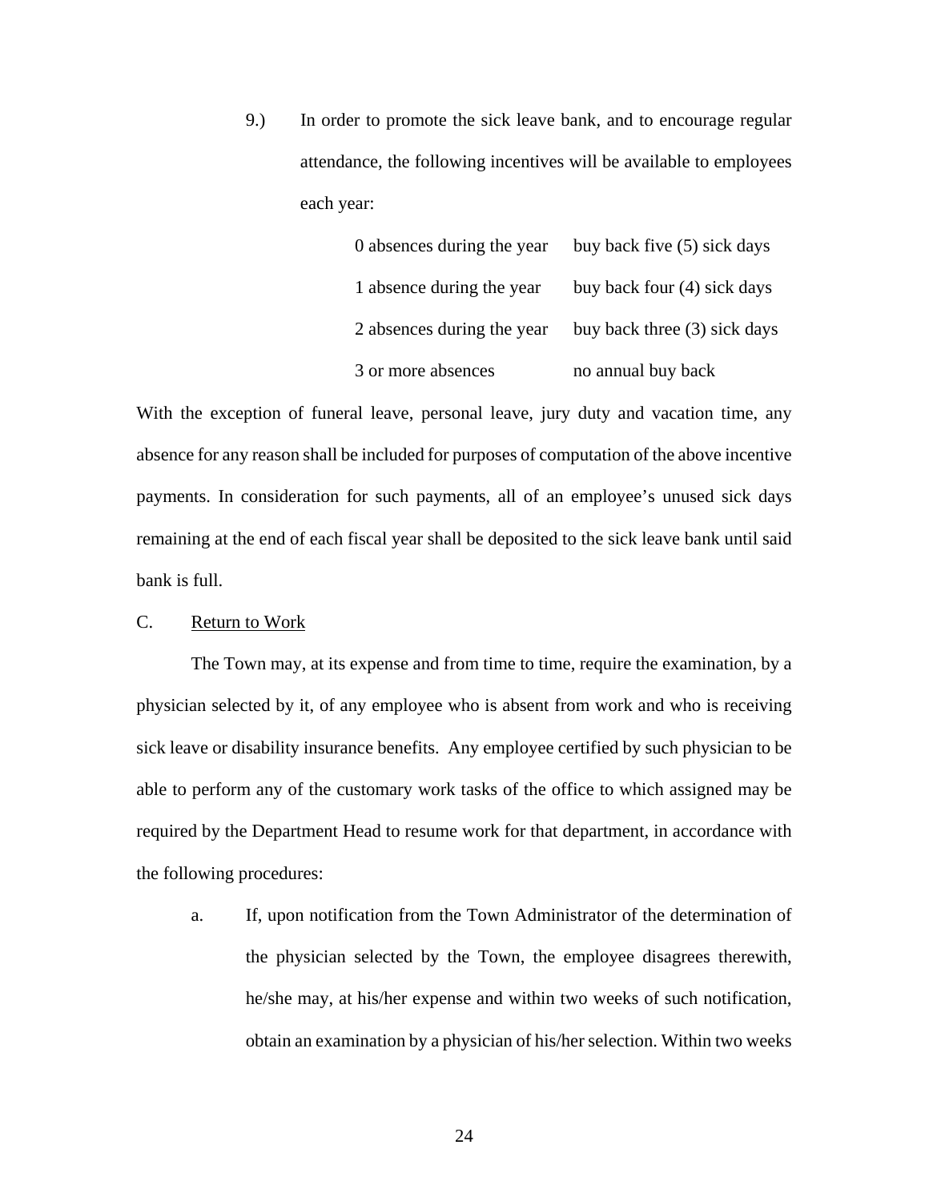9.) In order to promote the sick leave bank, and to encourage regular attendance, the following incentives will be available to employees each year:

| | |
|---|---|
| 0 absences during the year | buy back five (5) sick days |
| 1 absence during the year | buy back four (4) sick days |
| 2 absences during the year | buy back three (3) sick days |
| 3 or more absences | no annual buy back |

With the exception of funeral leave, personal leave, jury duty and vacation time, any absence for any reason shall be included for purposes of computation of the above incentive payments. In consideration for such payments, all of an employee's unused sick days remaining at the end of each fiscal year shall be deposited to the sick leave bank until said bank is full.

C. Return to Work

The Town may, at its expense and from time to time, require the examination, by a physician selected by it, of any employee who is absent from work and who is receiving sick leave or disability insurance benefits. Any employee certified by such physician to be able to perform any of the customary work tasks of the office to which assigned may be required by the Department Head to resume work for that department, in accordance with the following procedures:

a. If, upon notification from the Town Administrator of the determination of the physician selected by the Town, the employee disagrees therewith, he/she may, at his/her expense and within two weeks of such notification, obtain an examination by a physician of his/her selection. Within two weeks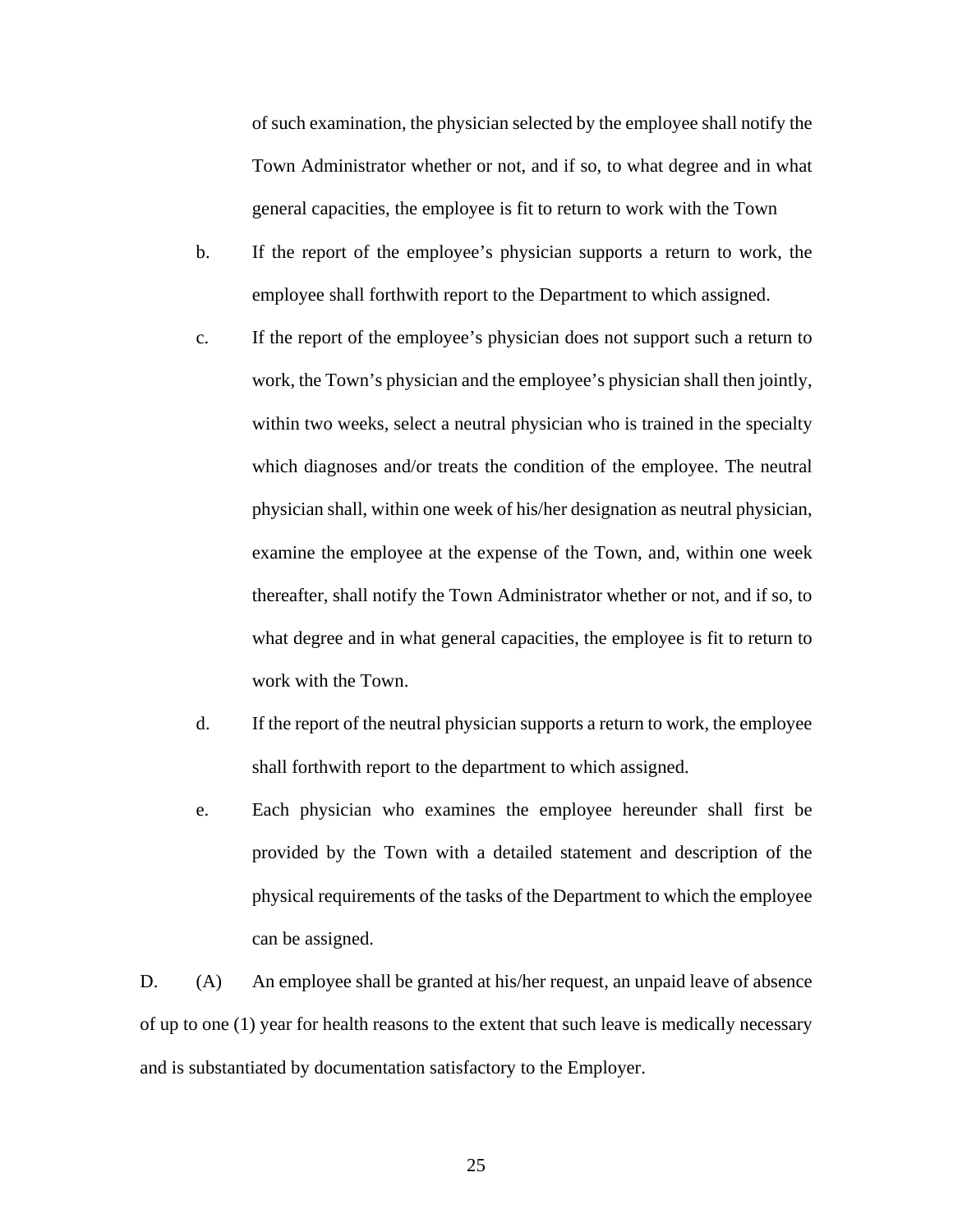of such examination, the physician selected by the employee shall notify the Town Administrator whether or not, and if so, to what degree and in what general capacities, the employee is fit to return to work with the Town

b. If the report of the employee's physician supports a return to work, the employee shall forthwith report to the Department to which assigned.

c. If the report of the employee's physician does not support such a return to work, the Town's physician and the employee's physician shall then jointly, within two weeks, select a neutral physician who is trained in the specialty which diagnoses and/or treats the condition of the employee. The neutral physician shall, within one week of his/her designation as neutral physician, examine the employee at the expense of the Town, and, within one week thereafter, shall notify the Town Administrator whether or not, and if so, to what degree and in what general capacities, the employee is fit to return to work with the Town.

d. If the report of the neutral physician supports a return to work, the employee shall forthwith report to the department to which assigned.

e. Each physician who examines the employee hereunder shall first be provided by the Town with a detailed statement and description of the physical requirements of the tasks of the Department to which the employee can be assigned.

D. (A) An employee shall be granted at his/her request, an unpaid leave of absence of up to one (1) year for health reasons to the extent that such leave is medically necessary and is substantiated by documentation satisfactory to the Employer.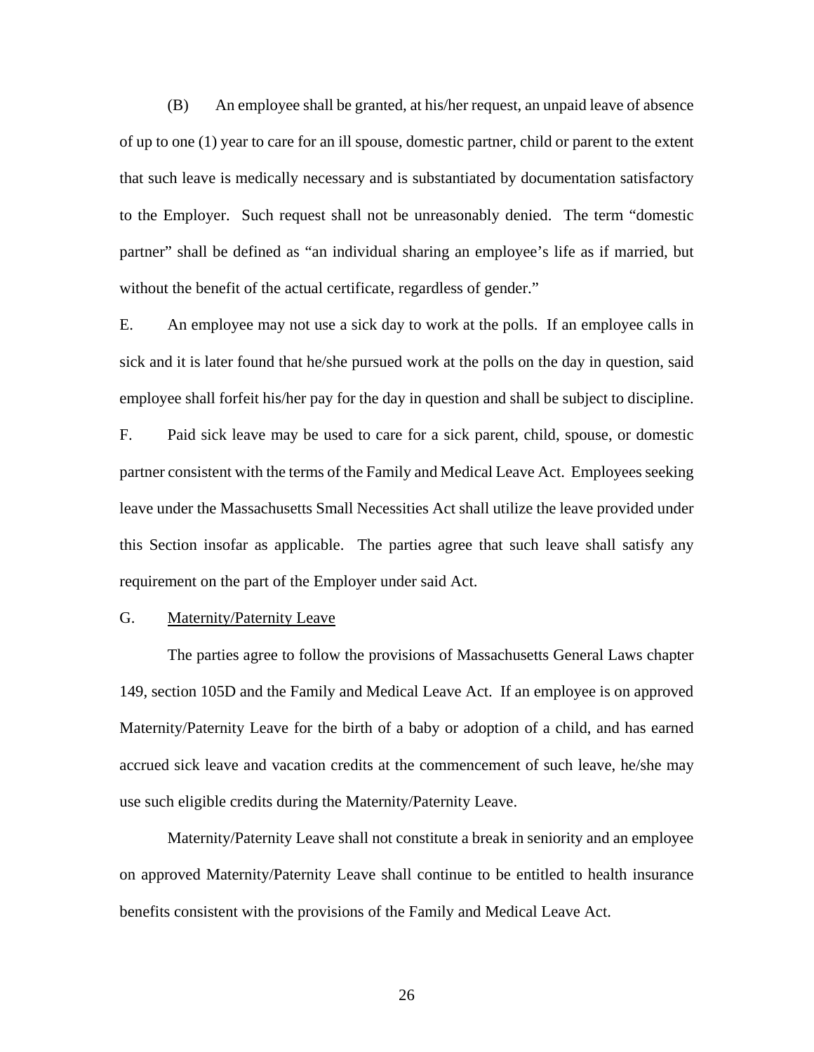(B) An employee shall be granted, at his/her request, an unpaid leave of absence of up to one (1) year to care for an ill spouse, domestic partner, child or parent to the extent that such leave is medically necessary and is substantiated by documentation satisfactory to the Employer. Such request shall not be unreasonably denied. The term "domestic partner" shall be defined as "an individual sharing an employee's life as if married, but without the benefit of the actual certificate, regardless of gender."

E. An employee may not use a sick day to work at the polls. If an employee calls in sick and it is later found that he/she pursued work at the polls on the day in question, said employee shall forfeit his/her pay for the day in question and shall be subject to discipline.

F. Paid sick leave may be used to care for a sick parent, child, spouse, or domestic partner consistent with the terms of the Family and Medical Leave Act. Employees seeking leave under the Massachusetts Small Necessities Act shall utilize the leave provided under this Section insofar as applicable. The parties agree that such leave shall satisfy any requirement on the part of the Employer under said Act.

G. Maternity/Paternity Leave

The parties agree to follow the provisions of Massachusetts General Laws chapter 149, section 105D and the Family and Medical Leave Act. If an employee is on approved Maternity/Paternity Leave for the birth of a baby or adoption of a child, and has earned accrued sick leave and vacation credits at the commencement of such leave, he/she may use such eligible credits during the Maternity/Paternity Leave.

Maternity/Paternity Leave shall not constitute a break in seniority and an employee on approved Maternity/Paternity Leave shall continue to be entitled to health insurance benefits consistent with the provisions of the Family and Medical Leave Act.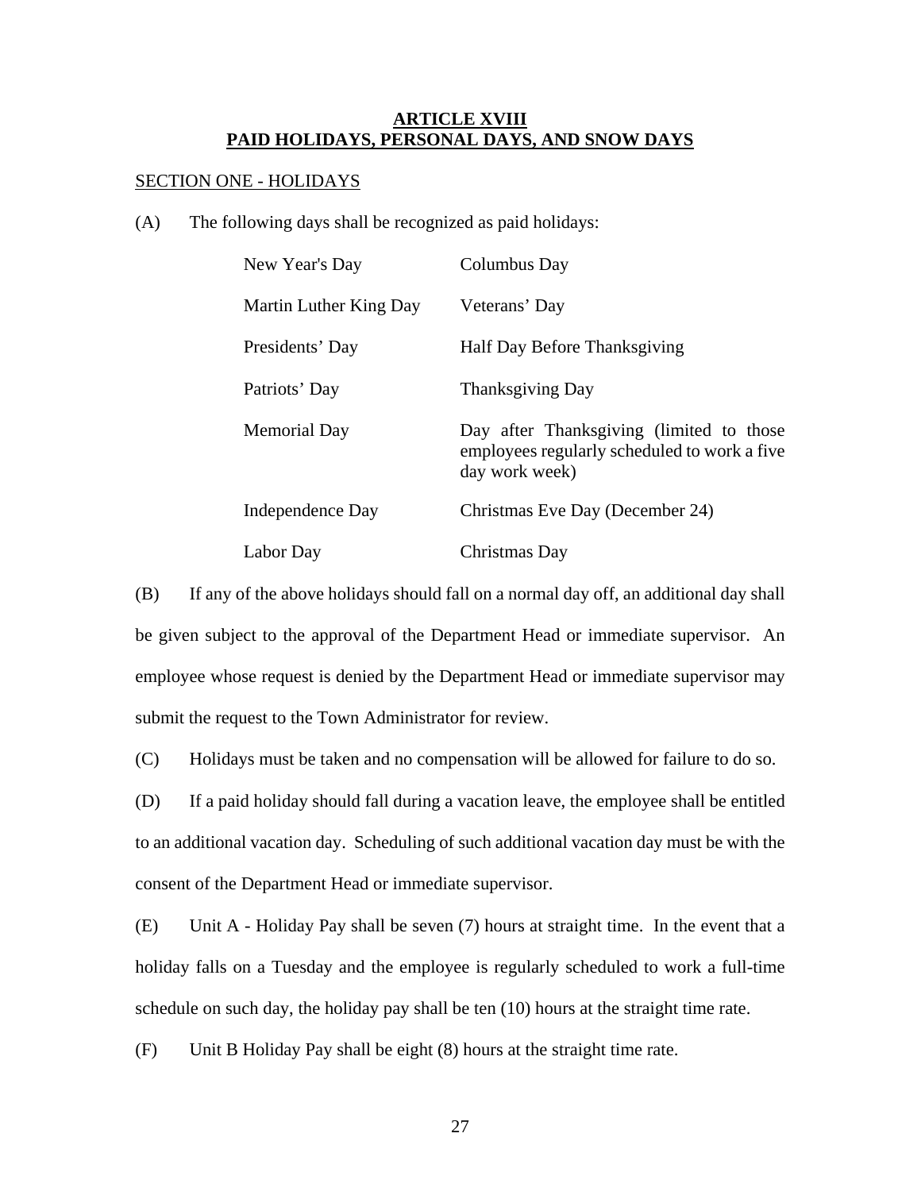## ARTICLE XVIII
## PAID HOLIDAYS, PERSONAL DAYS, AND SNOW DAYS

SECTION ONE - HOLIDAYS

(A) The following days shall be recognized as paid holidays:

| | |
|---|---|
| New Year's Day | Columbus Day |
| Martin Luther King Day | Veterans' Day |
| Presidents' Day | Half Day Before Thanksgiving |
| Patriots' Day | Thanksgiving Day |
| Memorial Day | Day after Thanksgiving (limited to those employees regularly scheduled to work a five day work week) |
| Independence Day | Christmas Eve Day (December 24) |
| Labor Day | Christmas Day |

(B) If any of the above holidays should fall on a normal day off, an additional day shall be given subject to the approval of the Department Head or immediate supervisor. An employee whose request is denied by the Department Head or immediate supervisor may submit the request to the Town Administrator for review.

(C) Holidays must be taken and no compensation will be allowed for failure to do so.

(D) If a paid holiday should fall during a vacation leave, the employee shall be entitled to an additional vacation day. Scheduling of such additional vacation day must be with the consent of the Department Head or immediate supervisor.

(E) Unit A - Holiday Pay shall be seven (7) hours at straight time. In the event that a holiday falls on a Tuesday and the employee is regularly scheduled to work a full-time schedule on such day, the holiday pay shall be ten (10) hours at the straight time rate.

(F) Unit B Holiday Pay shall be eight (8) hours at the straight time rate.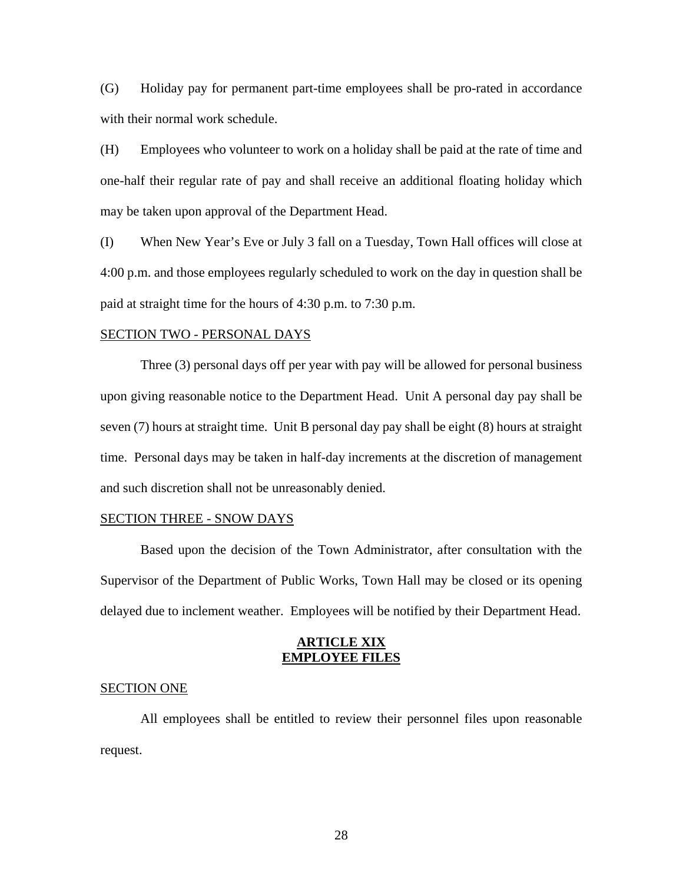(G) Holiday pay for permanent part-time employees shall be pro-rated in accordance with their normal work schedule.

(H) Employees who volunteer to work on a holiday shall be paid at the rate of time and one-half their regular rate of pay and shall receive an additional floating holiday which may be taken upon approval of the Department Head.

(I) When New Year's Eve or July 3 fall on a Tuesday, Town Hall offices will close at 4:00 p.m. and those employees regularly scheduled to work on the day in question shall be paid at straight time for the hours of 4:30 p.m. to 7:30 p.m.

SECTION TWO - PERSONAL DAYS

Three (3) personal days off per year with pay will be allowed for personal business upon giving reasonable notice to the Department Head. Unit A personal day pay shall be seven (7) hours at straight time. Unit B personal day pay shall be eight (8) hours at straight time. Personal days may be taken in half-day increments at the discretion of management and such discretion shall not be unreasonably denied.

SECTION THREE - SNOW DAYS

Based upon the decision of the Town Administrator, after consultation with the Supervisor of the Department of Public Works, Town Hall may be closed or its opening delayed due to inclement weather. Employees will be notified by their Department Head.

## ARTICLE XIX
## EMPLOYEE FILES

SECTION ONE

All employees shall be entitled to review their personnel files upon reasonable request.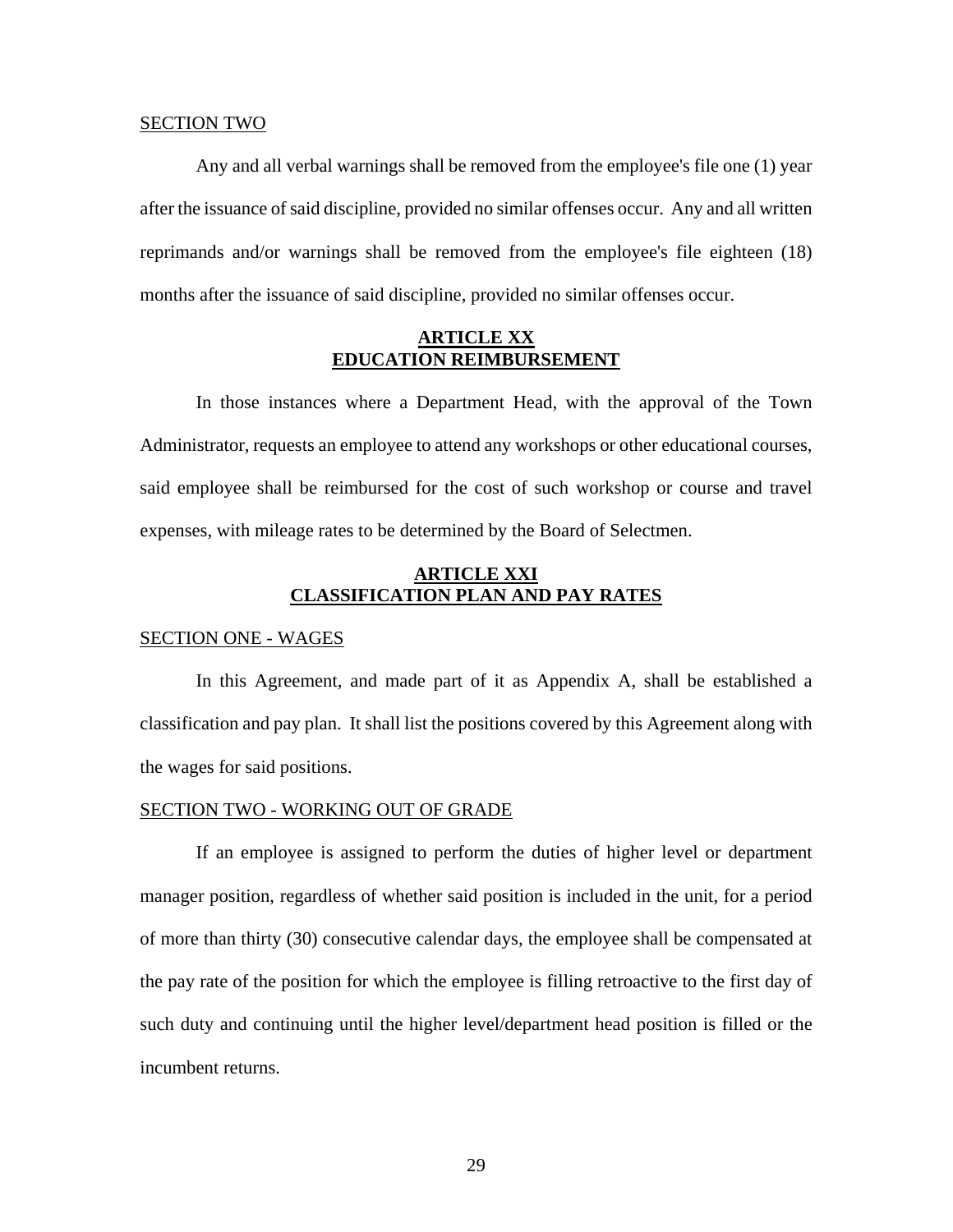SECTION TWO

Any and all verbal warnings shall be removed from the employee's file one (1) year after the issuance of said discipline, provided no similar offenses occur. Any and all written reprimands and/or warnings shall be removed from the employee's file eighteen (18) months after the issuance of said discipline, provided no similar offenses occur.

## ARTICLE XX
## EDUCATION REIMBURSEMENT

In those instances where a Department Head, with the approval of the Town Administrator, requests an employee to attend any workshops or other educational courses, said employee shall be reimbursed for the cost of such workshop or course and travel expenses, with mileage rates to be determined by the Board of Selectmen.

## ARTICLE XXI
## CLASSIFICATION PLAN AND PAY RATES

SECTION ONE - WAGES

In this Agreement, and made part of it as Appendix A, shall be established a classification and pay plan. It shall list the positions covered by this Agreement along with the wages for said positions.

SECTION TWO - WORKING OUT OF GRADE

If an employee is assigned to perform the duties of higher level or department manager position, regardless of whether said position is included in the unit, for a period of more than thirty (30) consecutive calendar days, the employee shall be compensated at the pay rate of the position for which the employee is filling retroactive to the first day of such duty and continuing until the higher level/department head position is filled or the incumbent returns.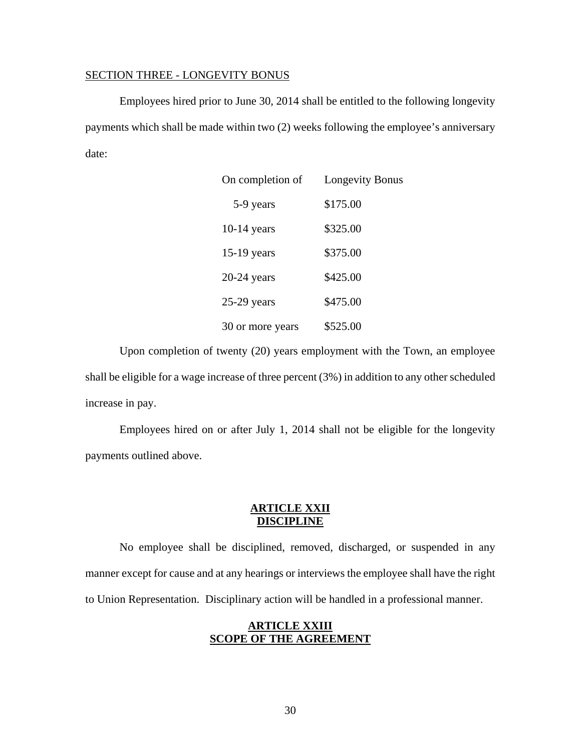SECTION THREE - LONGEVITY BONUS

Employees hired prior to June 30, 2014 shall be entitled to the following longevity payments which shall be made within two (2) weeks following the employee's anniversary date:

| On completion of | Longevity Bonus |
|---|---|
| 5-9 years | $175.00 |
| 10-14 years | $325.00 |
| 15-19 years | $375.00 |
| 20-24 years | $425.00 |
| 25-29 years | $475.00 |
| 30 or more years | $525.00 |

Upon completion of twenty (20) years employment with the Town, an employee shall be eligible for a wage increase of three percent (3%) in addition to any other scheduled increase in pay.

Employees hired on or after July 1, 2014 shall not be eligible for the longevity payments outlined above.

## ARTICLE XXII
## DISCIPLINE

No employee shall be disciplined, removed, discharged, or suspended in any manner except for cause and at any hearings or interviews the employee shall have the right to Union Representation. Disciplinary action will be handled in a professional manner.

## ARTICLE XXIII
## SCOPE OF THE AGREEMENT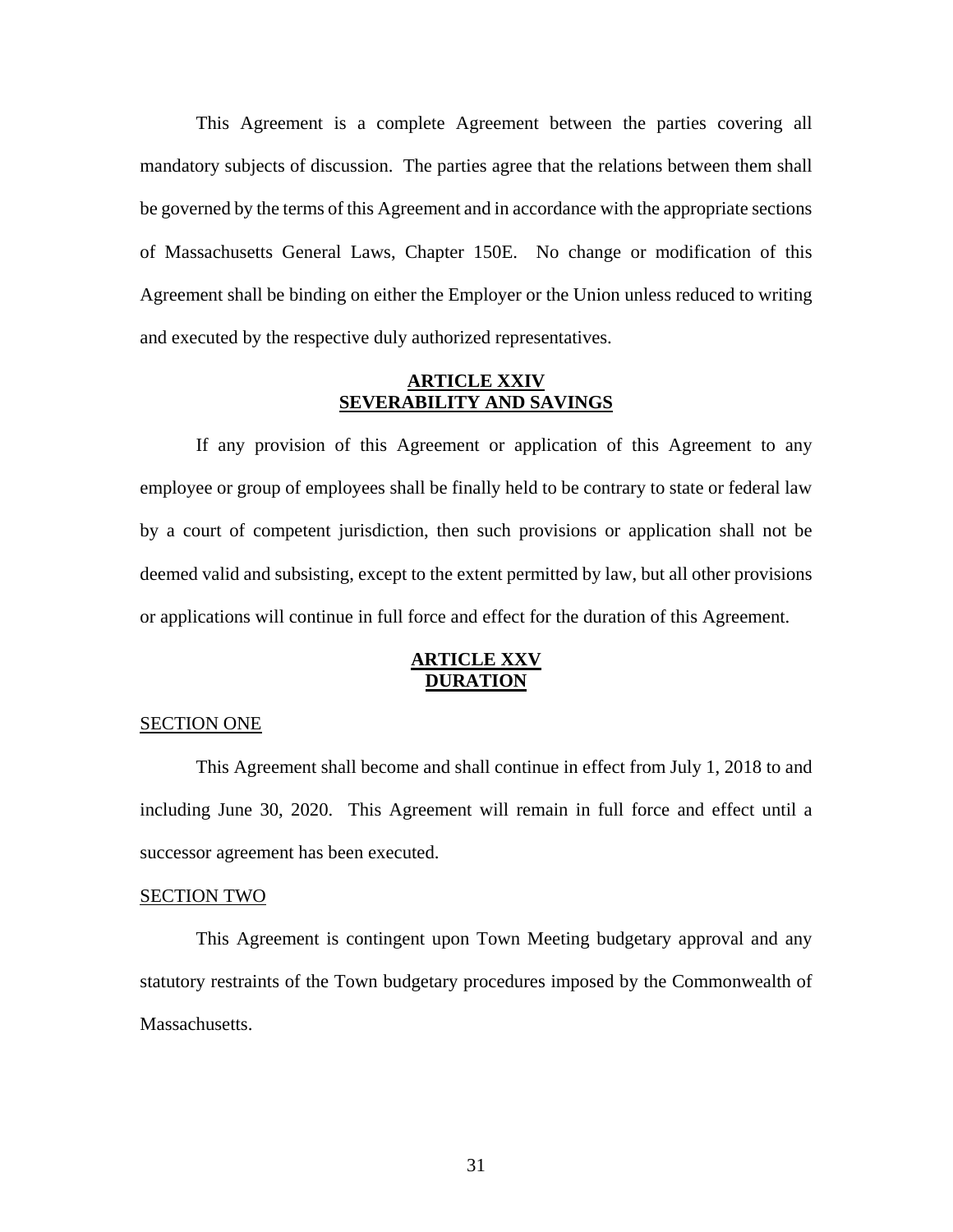This Agreement is a complete Agreement between the parties covering all mandatory subjects of discussion. The parties agree that the relations between them shall be governed by the terms of this Agreement and in accordance with the appropriate sections of Massachusetts General Laws, Chapter 150E. No change or modification of this Agreement shall be binding on either the Employer or the Union unless reduced to writing and executed by the respective duly authorized representatives.

## ARTICLE XXIV
## SEVERABILITY AND SAVINGS

If any provision of this Agreement or application of this Agreement to any employee or group of employees shall be finally held to be contrary to state or federal law by a court of competent jurisdiction, then such provisions or application shall not be deemed valid and subsisting, except to the extent permitted by law, but all other provisions or applications will continue in full force and effect for the duration of this Agreement.

## ARTICLE XXV
## DURATION

### SECTION ONE

This Agreement shall become and shall continue in effect from July 1, 2018 to and including June 30, 2020. This Agreement will remain in full force and effect until a successor agreement has been executed.

### SECTION TWO

This Agreement is contingent upon Town Meeting budgetary approval and any statutory restraints of the Town budgetary procedures imposed by the Commonwealth of Massachusetts.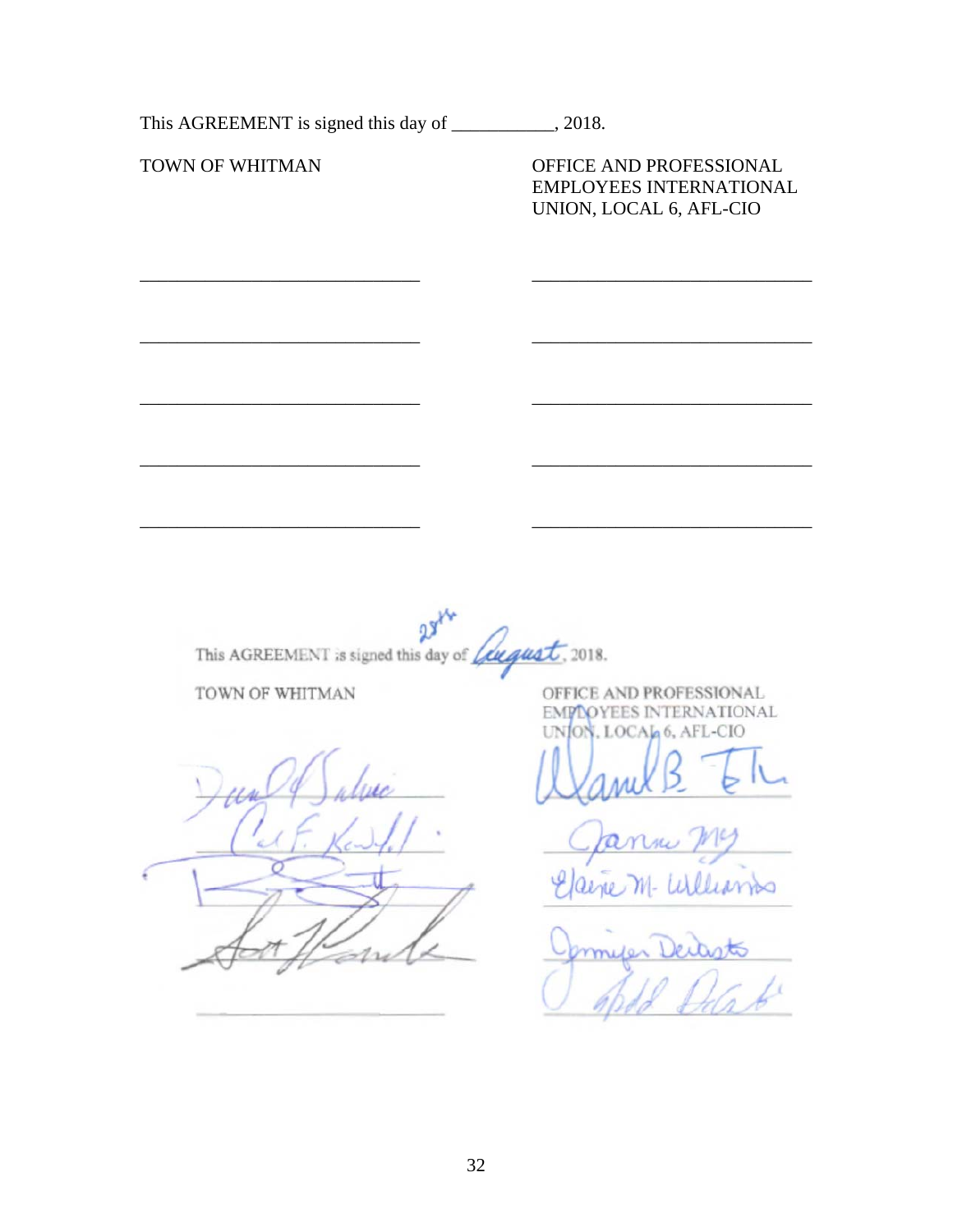This AGREEMENT is signed this day of ___________, 2018.

| TOWN OF WHITMAN | OFFICE AND PROFESSIONAL EMPLOYEES INTERNATIONAL UNION, LOCAL 6, AFL-CIO |
|---|---|
| ______________________________ | ______________________________ |
| ______________________________ | ______________________________ |
| ______________________________ | ______________________________ |
| ______________________________ | ______________________________ |
| ______________________________ | ______________________________ |

This AGREEMENT is signed this 28th day of August, 2018.

| TOWN OF WHITMAN | OFFICE AND PROFESSIONAL EMPLOYEES INTERNATIONAL UNION, LOCAL 6, AFL-CIO |
|---|---|
| Daniel L. Salvucci | Daniel B. Elk |
| Carl F. Kowalski | Joanne Mey |
| [signature] | Elaine M. Williams |
| Scott Varella | Jennifer DeCosta |
| ______________________________ | Todd DeCosta |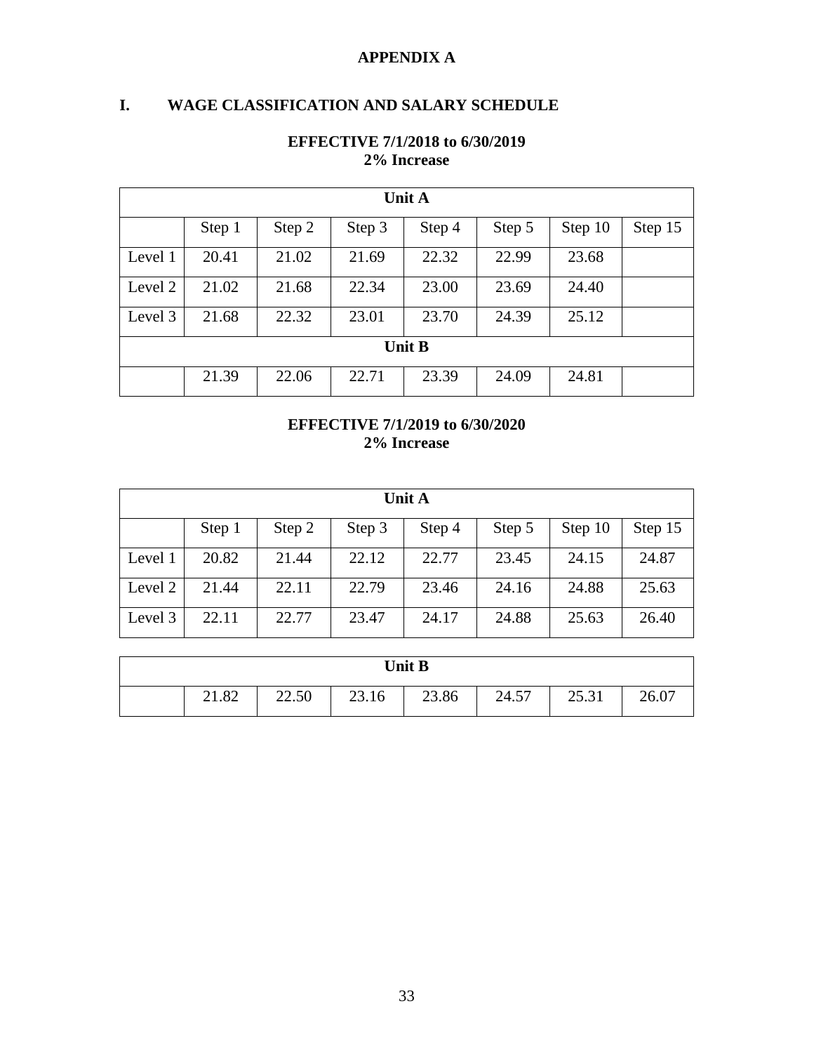# APPENDIX A

## I. WAGE CLASSIFICATION AND SALARY SCHEDULE

**EFFECTIVE 7/1/2018 to 6/30/2019**
**2% Increase**

| Unit A | | | | | | | |
|---|---|---|---|---|---|---|---|
| | Step 1 | Step 2 | Step 3 | Step 4 | Step 5 | Step 10 | Step 15 |
| Level 1 | 20.41 | 21.02 | 21.69 | 22.32 | 22.99 | 23.68 | |
| Level 2 | 21.02 | 21.68 | 22.34 | 23.00 | 23.69 | 24.40 | |
| Level 3 | 21.68 | 22.32 | 23.01 | 23.70 | 24.39 | 25.12 | |
| **Unit B** | | | | | | | |
| | 21.39 | 22.06 | 22.71 | 23.39 | 24.09 | 24.81 | |

**EFFECTIVE 7/1/2019 to 6/30/2020**
**2% Increase**

| Unit A | | | | | | | |
|---|---|---|---|---|---|---|---|
| | Step 1 | Step 2 | Step 3 | Step 4 | Step 5 | Step 10 | Step 15 |
| Level 1 | 20.82 | 21.44 | 22.12 | 22.77 | 23.45 | 24.15 | 24.87 |
| Level 2 | 21.44 | 22.11 | 22.79 | 23.46 | 24.16 | 24.88 | 25.63 |
| Level 3 | 22.11 | 22.77 | 23.47 | 24.17 | 24.88 | 25.63 | 26.40 |

| Unit B | | | | | | | |
|---|---|---|---|---|---|---|---|
| | 21.82 | 22.50 | 23.16 | 23.86 | 24.57 | 25.31 | 26.07 |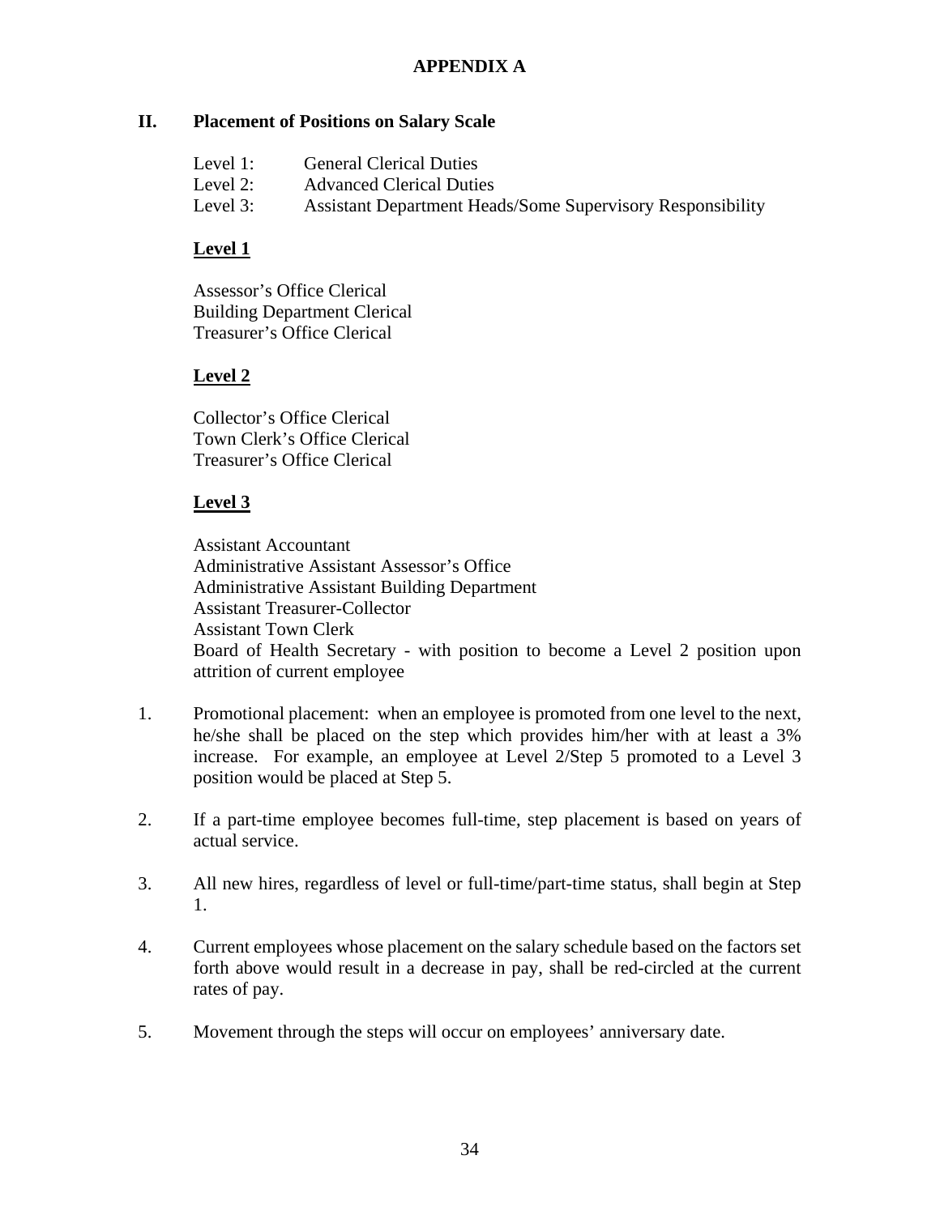# APPENDIX A

## II. Placement of Positions on Salary Scale

Level 1: General Clerical Duties
Level 2: Advanced Clerical Duties
Level 3: Assistant Department Heads/Some Supervisory Responsibility

**Level 1**

Assessor's Office Clerical
Building Department Clerical
Treasurer's Office Clerical

**Level 2**

Collector's Office Clerical
Town Clerk's Office Clerical
Treasurer's Office Clerical

**Level 3**

Assistant Accountant
Administrative Assistant Assessor's Office
Administrative Assistant Building Department
Assistant Treasurer-Collector
Assistant Town Clerk
Board of Health Secretary - with position to become a Level 2 position upon attrition of current employee

1. Promotional placement: when an employee is promoted from one level to the next, he/she shall be placed on the step which provides him/her with at least a 3% increase. For example, an employee at Level 2/Step 5 promoted to a Level 3 position would be placed at Step 5.

2. If a part-time employee becomes full-time, step placement is based on years of actual service.

3. All new hires, regardless of level or full-time/part-time status, shall begin at Step 1.

4. Current employees whose placement on the salary schedule based on the factors set forth above would result in a decrease in pay, shall be red-circled at the current rates of pay.

5. Movement through the steps will occur on employees' anniversary date.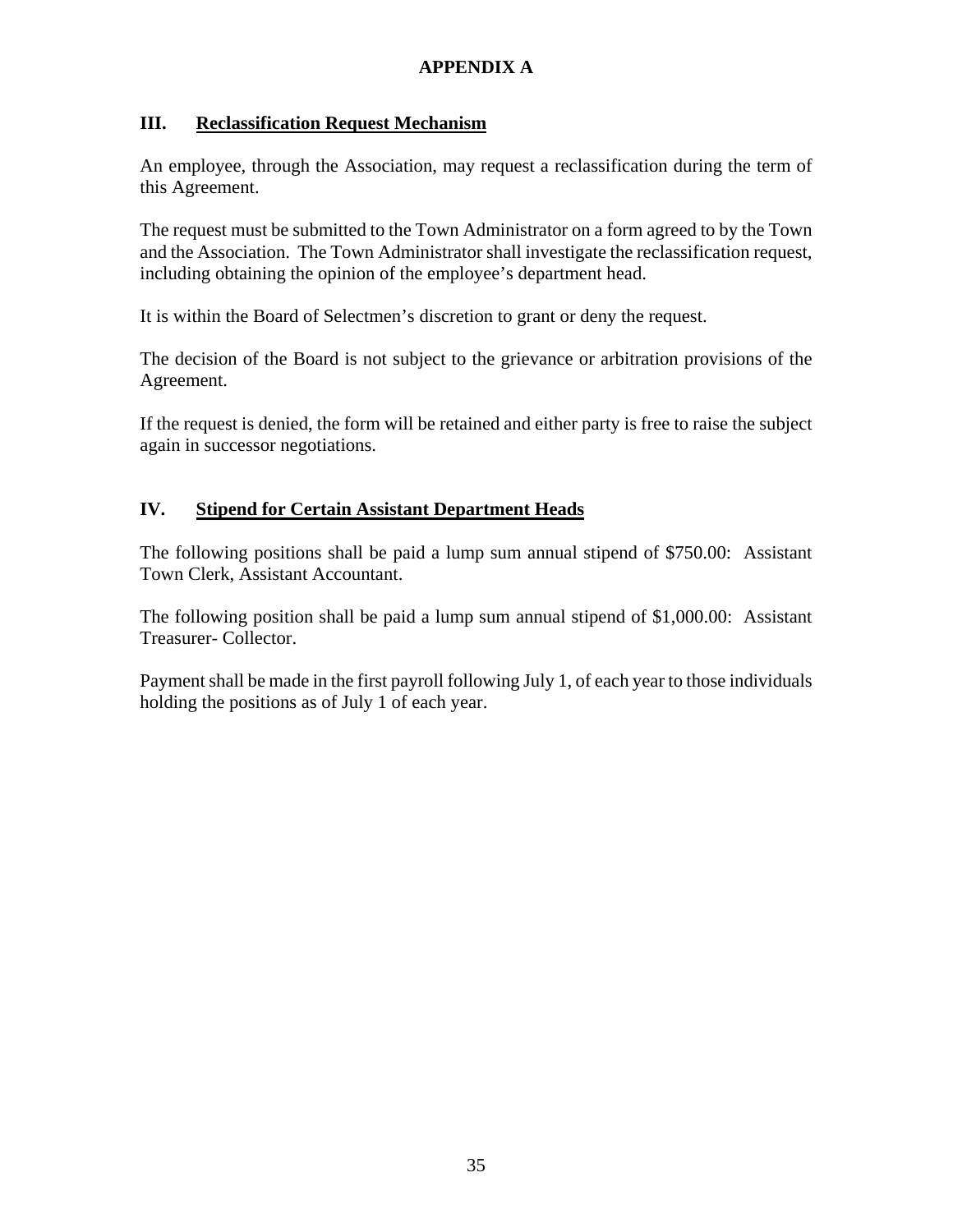# APPENDIX A

## III. Reclassification Request Mechanism

An employee, through the Association, may request a reclassification during the term of this Agreement.

The request must be submitted to the Town Administrator on a form agreed to by the Town and the Association. The Town Administrator shall investigate the reclassification request, including obtaining the opinion of the employee's department head.

It is within the Board of Selectmen's discretion to grant or deny the request.

The decision of the Board is not subject to the grievance or arbitration provisions of the Agreement.

If the request is denied, the form will be retained and either party is free to raise the subject again in successor negotiations.

## IV. Stipend for Certain Assistant Department Heads

The following positions shall be paid a lump sum annual stipend of $750.00: Assistant Town Clerk, Assistant Accountant.

The following position shall be paid a lump sum annual stipend of $1,000.00: Assistant Treasurer- Collector.

Payment shall be made in the first payroll following July 1, of each year to those individuals holding the positions as of July 1 of each year.